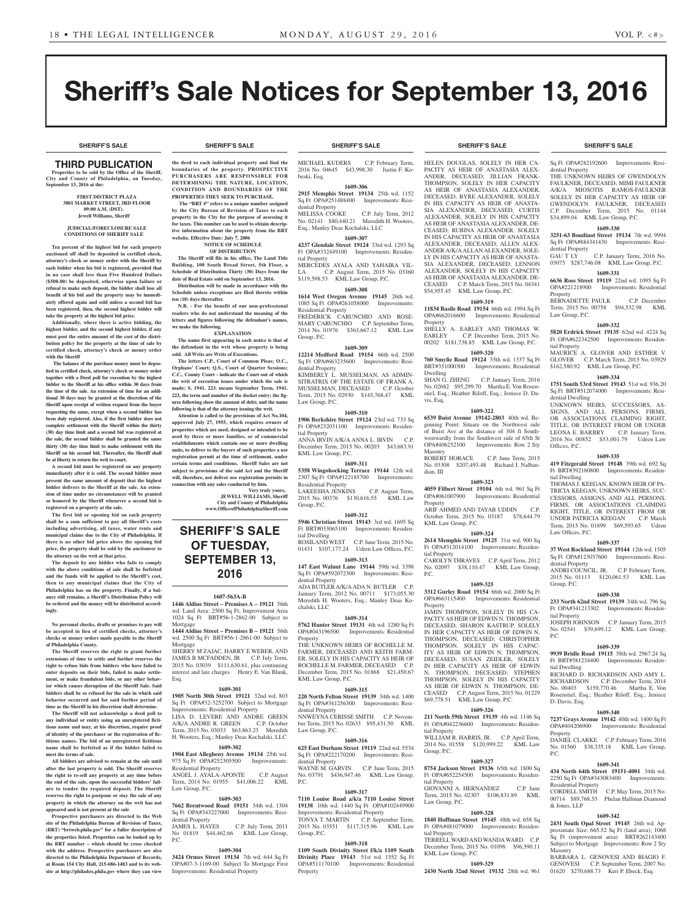# Sheriff's Sale Notices for September 13, 2016

## SHERIFF'S SALE

### THIRD PUBLICATION

**Properties to be sold by the Office of the Sheriff, City and County of Philadelphia, on Tuesday, September 13, 2016 at the:**

**FIRST DISTRICT PLAZA**
**3801 MARKET STREET, 3RD FLOOR**
**09:00 A.M. (DST).**
**Jewell Williams, Sheriff**

**JUDICIAL/FORECLOSURE SALE CONDITIONS OF SHERIFF SALE**

**Ten percent of the highest bid for each property auctioned off shall be deposited in certified check, attorney's check or money order with the Sheriff by each bidder when his bid is registered, provided that in no case shall less than Five Hundred Dollars ($500.00) be deposited, otherwise upon failure or refusal to make such deposit, the bidder shall lose all benefit of his bid and the property may be immediately offered again and sold unless a second bid has been registered, then, the second highest bidder will take the property at the highest bid price.**

**Additionally, where there is active bidding, the highest bidder, and the second highest bidder, if any must post the entire amount of the cost of the distribution policy for the property at the time of sale by certified check, attorney's check or money order with the Sheriff**

**The balance of the purchase money must be deposited in certified check, attorney's check or money order together with a Deed poll for execution by the highest bidder to the Sheriff at his office within 30 days from the time of the sale. An extension of time for an additional 30 days may be granted at the discretion of the Sheriff upon receipt of written request from the buyer requesting the same, except when a second bidder has been duly registered. Also, if the first bidder does not complete settlement with the Sheriff within the thirty (30) day time limit and a second bid was registered at the sale, the second bidder shall be granted the same thirty (30) day time limit to make settlement with the Sheriff on his second bid. Thereafter, the Sheriff shall be at liberty to return the writ to court.**

**A second bid must be registered on any property immediately after it is sold. The second bidder must present the same amount of deposit that the highest bidder delivers to the Sheriff at the sale. An extension of time under no circumstances will be granted or honored by the Sheriff whenever a second bid is registered on a property at the sale.**

**The first bid or opening bid on each property shall be a sum sufficient to pay all Sheriff's costs including advertising, all taxes, water rents and municipal claims due to the City of Philadelphia. If there is no other bid price above the opening bid price, the property shall be sold by the auctioneer to the attorney on the writ at that price.**

**The deposit by any bidder who fails to comply with the above conditions of sale shall be forfeited and the funds will be applied to the Sheriff's cost, then to any municipal claims that the City of Philadelphia has on the property. Finally, if a balance still remains, a Sheriff's Distribution Policy will be ordered and the money will be distributed accordingly.**

**No personal checks, drafts or promises to pay will be accepted in lieu of certified checks, attorney's checks or money orders made payable to the Sheriff of Philadelphia County.**

**The Sheriff reserves the right to grant further extensions of time to settle and further reserves the right to refuse bids from bidders who have failed to enter deposits on their bids, failed to make settlement, or make fraudulent bids, or any other behavior which causes disruption of the Sheriff Sale. Said bidders shall be so refused for the sale in which said behavior occurred and for said further period of time as the Sheriff in his discretion shall determine.**

**The Sheriff will not acknowledge a deed poll to any individual or entity using an unregistered fictitious name and may, at his discretion, require proof of identity of the purchaser or the registration of fictitious names. The bid of an unregistered fictitious name shall be forfeited as if the bidder failed to meet the terms of sale.**

**All bidders are advised to remain at the sale until after the last property is sold. The Sheriff reserves the right to re-sell any property at any time before the end of the sale, upon the successful bidders' failure to tender the required deposit. The Sheriff reserves the right to postpone or stay the sale of any property in which the attorney on the writ has not appeared and is not present at the sale**

**Prospective purchasers are directed to the Web site of the Philadelphia Bureau of Revision of Taxes, (BRT) "brtweb.phila.gov" for a fuller description of the properties listed. Properties can be looked up by the BRT number – which should be cross checked with the address. Prospective purchasers are also directed to the Philadelphia Department of Records, at Room 154 City Hall, 215-686-1483 and to its website at http://philadox.phila.gov where they can view the deed to each individual property and find the boundaries of the property. PROSPECTIVE PURCHASERS ARE RESPONSIBLE FOR DETERMINING THE NATURE, LOCATION, CONDITION AND BOUNDARIES OF THE PROPERTIES THEY SEEK TO PURCHASE.**

**The "BRT #" refers to a unique number assigned by the City Bureau of Revision of Taxes to each property in the City for the purpose of assessing it for taxes. This number can be used to obtain descriptive information about the property from the BRT website. Effective Date: July 7, 2006**

**NOTICE OF SCHEDULE OF DISTRIBUTION**

**The Sheriff will file in his office, The Land Title Building, 100 South Broad Street, 5th Floor, a Schedule of Distribution Thirty (30) Days from the date of Real Estate sold on September 13, 2016.**

**Distribution will be made in accordance with the Schedule unless exceptions are filed thereto within ten (10) days thereafter.**

**N.B. - For the benefit of our non-professional readers who do not understand the meaning of the letters and figures following the defendant's names, we make the following.**

**EXPLANATION**

**The name first appearing in each notice is that of the defendant in the writ whose property is being sold. All Writs are Writs of Executions.**

**The letters C.P., Court of Common Pleas; O.C., Orphans' Court; Q.S., Court of Quarter Sessions; C.C., County Court - indicate the Court out of which the writ of execution issues under which the sale is made: S. 1941. 223. means September Term, 1941. 223, the term and number of the docket entry; the figures following show the amount of debt; and the name following is that of the attorney issuing the writ.**

**Attention is called to the provisions of Act No.104, approved July 27, 1955, which requires owners of properties which are used, designed or intended to be used by three or more families, or of commercial establishments which contain one or more dwelling units, to deliver to the buyers of such properties a use registration permit at the time of settlement, under certain terms and conditions. Sheriff Sales are not subject to provisions of the said Act and the Sheriff will, therefore, not deliver use registration permits in connection with any sales conducted by him.**

**Very truly yours,**
**JEWELL WILLIAMS, Sheriff**
**City and County of Philadelphia**
**www.OfficeofPhiladelphiaSheriff.com**

## SHERIFF'S SALE OF TUESDAY, SEPTEMBER 13, 2016

**1607-563A-B**

**1446 Aldine Street – Premises A – 19121** 56th wd. Land Area: 2500 Sq Ft; Improvement Area 1024 Sq Ft BRT#56-1-2862-00 Subject to Mortgage
**1444 Aldine Street – Premises B – 19121** 56th wd. 2500 Sq Ft BRT#56-1-2861-00 Subject to Mortgage
SHERRY M ZAJAC, HARRY E WEBER, AND JAMES B MCFADDEN, JR C.P. July Term, 2015 No. 03039 $111,630.61, plus continuing interest and late charges Henry E. Van Blunk, Esq.

**1609-301**

**1905 North 30th Street 19121** 32nd wd. 803 Sq Ft OPA#32-3252700 Subject to Mortgage Improvements: Residential Property
LISA D. LEVERE AND ANDRE GREEN A/K/A ANDRE R. GREEN C.P. October Term, 2015 No. 03033 $63,863.23 Meredith H. Wooters, Esq.; Manley Deas Kochalski, LLC

**1609-302**

**1904 East Allegheny Avenue 19134** 25th wd. 975 Sq Ft OPA#252305500 Improvements: Residential Property
ANGEL J. AYALA-APONTE C.P. August Term, 2014 No. 01955 $41,006.22 KML Law Group, P.C.

**1609-303**

**7662 Brentwood Road 19151** 34th wd. 1304 Sq Ft OPA#343227000 Improvements: Residential Property
JAMES L. HAYES C.P. July Term, 2011 No 01819 $44,462.66 KML Law Group, P.C.

**1609-304**

**3424 Ormes Street 19134** 7th wd. 644 Sq Ft OPA#07-3-1169-00 Subject To Mortgage First Improvements: Residential Property
MICHAEL KUDERS C.P. February Term, 2016 No. 04645 $43,998.30 Justin F. Kobeski, Esq.

**1609-306**

**2915 Memphis Street 19134** 25th wd. 1152 Sq Ft OPA#251488400 Improvements: Residential Property
MELISSA COOKE C.P. July Term, 2012 No. 02141 $80,440.21 Meredith H. Wooters, Esq.; Manley Deas Kochalski, LLC

**1609-307**

**4237 Glendale Street 19124** 33rd wd. 1293 Sq Ft OPA#332449100 Improvements: Residential Property
MERCEDES AYALA AND YAHAIRA VILLA C.P. August Term, 2015 No. 03360 $119,598.53 KML Law Group, P.C.

**1609-308**

**1614 West Oregon Avenue 19145** 26th wd. 1085 Sq Ft OPA#261058000 Improvements: Residential Property
FREDERICK CARUNCHIO AND ROSEMARY CARUNCHIO C.P. September Term, 2014 No. 01976 $363,667.12 KML Law Group, P.C.

**1609-309**

**12214 Medford Road 19154** 66th wd. 2500 Sq Ft OPA#663235600 Improvements: Residential Property
KIMBERLY L. MUSSELMAN, AS ADMINSITRATRIX OF THE ESTATE OF FRANK A. MUSSELMAN, DECEASED C.P. October Term, 2015 No. 02930 $145,768.47 KML Law Group, P.C.

**1609-310**

**1906 Berkshire Street 19124** 23rd wd. 733 Sq Ft OPA#232031100 Improvements: Residential Property
ANNA IRVIN A/K/A ANNA L. IRVIN C.P. December Term, 2015 No. 00203 $43,683.91 KML Law Group, P.C.

**1609-311**

**5358 Wingohocking Terrace 19144** 12th wd. 2307 Sq Ft OPA#122185700 Improvements: Residential Property
LAKEESHA JENKINS C.P. August Term, 2015 No. 00376 $130,616.55 KML Law Group, P.C.

**1609-312**

**5946 Christian Street 19143** 3rd wd. 1695 Sq Ft BRT#033065100 Improvements: Residential Dwelling
ROSILAND WEST C.P. June Term, 2015 No. 01431 $107,177.24 Udren Law Offices, P.C.

**1609-313**

**147 East Walnut Lane 19144** 59th wd. 3398 Sq Ft OPA#592072300 Improvements: Residential Property
ADA BUTLER A/K/A ADA N. BUTLER C.P. January Term, 2012 No. 00711 $173,055.30 Meredith H. Wooters, Esq.; Manley Deas Kochalski, LLC

**1609-314**

**5762 Hunter Street 19131** 4th wd. 1280 Sq Ft OPA#043196500 Improvements: Residential Property
THE UNKNOWN HEIRS OF ROCHELLE M. FARMER, DECEASED AND KEITH FARMER, SOLELY IN HIS CAPACITY AS HEIR OF ROCHELLE M. FARMER, DECEASED C.P. December Term, 2015 No. 01868 $21,450.67 KML Law Group, P.C.

**1609-315**

**220 North Felton Street 19139** 34th wd. 1400 Sq Ft OPA#341256300 Improvements: Residential Property
NNWEYNA CERISSE SMITH C.P. November Term, 2015 No. 02633 $95,431.50 KML Law Group, P.C.

**1609-316**

**625 East Durham Street 19119** 22nd wd. 5534 Sq Ft OPA#222170200 Improvements: Residential Property
WAYNE M. GARVIN C.P. June Term, 2015 No. 03791 $436,947.46 KML Law Group, P.C.

**1609-317**

**7110 Louise Road a/k/a 7110 Louise Street 19138** 10th wd. 1440 Sq Ft OPA#102449900 Improvements: Residential Property
TONYA T. MARTIN C.P. September Term, 2015 No. 03551 $117,315.96 KML Law Group, P.C.

**1609-318**

**1109 South Divinity Street f/k/a 1109 South Divinity Place 19143** 51st wd. 1552 Sq Ft OPA#511170100 Improvements: Residential Property
HELEN DOUGLAS, SOLELY IN HER CAPACITY AS HEIR OF ANASTASIA ALEXANDER, DECEASED; JILLIAN FRANK-THOMPSON, SOLELY IN HER CAPACITY AS HEIR OF ANASTASIA ALEXANDER, DECEASED; BYRE ALEXANDER, SOLELY IN HIS CAPACITY AS HEIR OF ANASTASIA ALEXANDER, DECEASED; CURTIS ALEXANDER, SOLELY IN HIS CAPACITY AS HEIR OF ANASTASIA ALEXANDER, DECEASED; RUBINA ALEXANDER, SOLELY IN HIS CAPACITY AS HEIR OF ANASTASIA ALEXANDER, DECEASED; ALLEN ALEXANDER A/K/A ALLAN ALEXANDER, SOLELY IN HIS CAPACITY AS HEIR OF ANASTASIA ALEXANDER, DECEASED; LENNON ALEXANDER, SOLELY IN HIS CAPACITY AS HEIR OF ANASTASIA ALEXANDER, DECEASED C.P. March Term, 2015 No. 04341 $54,955.45 KML Law Group, P.C.

**1609-319**

**11834 Basile Road 19154** 66th wd. 1994 Sq Ft OPA#662016600 Improvements: Residential Property
SHELLY A. EARLEY AND THOMAS W. EARLEY C.P. December Term, 2015 No. 00202 $181,738.85 KML Law Group, P.C.

**1609-320**

**760 Smylie Road 19124** 35th wd. 1337 Sq Ft BRT#351000300 Improvements: Residential Dwelling
SHAN G. ZHENG C.P. January Term, 2016 No. 02682 $95,299.70 Martha E. Von Rosenstiel, Esq.; Heather Riloff, Esq.; Jeniece D. Davis, Esq.

**1609-322**

**6539 Buist Avenue 19142-2803** 40th wd. Beginning Point: Situate on the Northwest side of Buist Ave at the distance of 304 ft Southwestwardly from the Southwest side of 65th St OPA#406252100 Improvements: Row 2 Sty Masonry
ROBERT HORACE C.P. June Term, 2015 No. 03308 $207,493.48 Richard J. Nalbandian, III

**1609-323**

**4059 Filbert Street 19104** 6th wd. 961 Sq Ft OPA#061007900 Improvements: Residential Property
ARIF AHMED AND TAYAB UDDIN C.P. October Term, 2015 No. 03187 $78,644.79 KML Law Group, P.C.

**1609-324**

**2614 Memphis Street 19125** 31st wd. 900 Sq Ft OPA#312014100 Improvements: Residential Property
CAROLYN THRAVES C.P. April Term, 2012 No. 02097 $38,110.47 KML Law Group, P.C.

**1609-325**

**3312 Gurley Road 19154** 66th wd. 2000 Sq Ft OPA#663115400 Improvements: Residential Property
JAMIN THOMPSON, SOLELY IN HIS CAPACITY AS HEIR OF EDWIN N. THOMPSON, DECEASED; SHARON KASTRUP, SOLELY IN HER CAPACITY AS HEIR OF EDWIN N. THOMPSON, DECEASED; CHRISTOPHER THOMPSON, SOLELY IN HIS CAPACITY AS HEIR OF EDWIN N. THOMPSON, DECEASED; SUSAN ZEIDLER, SOLELY IN HER CAPACITY AS HEIR OF EDWIN N. THOMPSON, DECEASED; STEPHEN THOMPSON, SOLELY IN HIS CAPACITY AS HEIR OF EDWIN N. THOMPSON, DECEASED C.P. August Term, 2015 No. 01229 $69,778.51 KML Law Group, P.C.

**1609-326**

**211 North 59th Street 19139** 4th wd. 1146 Sq Ft OPA#042236600 Improvements: Residential Property
WILLIAM R. HARRIS, JR. C.P. April Term, 2014 No. 01558 $120,999.22 KML Law Group, P.C.

**1609-327**

**8754 Jackson Street 19136** 65th wd. 1800 Sq Ft OPA#652254500 Improvements: Residential Property
GIOVANNI A. HERNANDEZ C.P. June Term, 2015 No. 02307 $106,831.89 KML Law Group, P.C.

**1609-328**

**1840 Hoffman Street 19145** 48th wd. 658 Sq Ft OPA#481079000 Improvements: Residential Property
TERRELL WARD AND WANDA WARD C.P. December Term, 2015 No. 01098 $96,390.11 KML Law Group, P.C.

**1609-329**

**2430 North 32nd Street 19132** 28th wd. 961 Sq Ft OPA#282192600 Improvements: Residential Property
THE UNKNOWN HEIRS OF GWENDOLYN FAULKNER, DECEASED; MIMI FAULKNER A/K/A MIOSOTIS RAMOS-FAULKNER SOLELY IN HER CAPACITY AS HEIR OF GWENDOLYN FAULKNER, DECEASED C.P. December Term, 2015 No. 01144 $34,899.04 KML Law Group, P.C.

**1609-330**

**3251-63 Boudinot Street 19134** 7th wd. 9994 Sq Ft OPA#884341430 Improvements: Residential Property
GAU T LY C.P. January Term, 2016 No. 03075 $287,746.08 KML Law Group, P.C.

**1609-331**

**6636 Ross Street 19119** 22nd wd. 1095 Sq Ft OPA#221218900 Improvements: Residential Property
BERNADETTE PAULK C.P. December Term, 2015 No. 00758 $94,532.98 KML Law Group, P.C.

**1609-332**

**5820 Erdrick Street 19135** 62nd wd. 4224 Sq Ft OPA#622342500 Improvements: Residential Property
MAURICE A. GLOVER AND ESTHER V. GLOVER C.P. March Term, 2015 No. 03929 $162,580.92 KML Law Group, P.C.

**1609-334**

**1751 South 53rd Street 19143** 51st wd. 936.20 Sq Ft BRT#512074000 Improvements: Residential Dwelling
UNKNOWN HEIRS, SUCCESSORS, ASSIGNS, AND ALL PERSONS, FIRMS, OR ASSOCIATIONS CLAIMING RIGHT, TITLE, OR INTEREST FROM OR UNDER LEONA E. BARBRY C.P. January Term, 2016 No. 00852 $53,001.79 Udren Law Offices, P.C.

**1609-335**

**419 Fitzgerald Street 19148** 39th wd. 692 Sq Ft BRT#392180800 Improvements: Residential Dwelling
THOMAS J. KEEGAN, KNOWN HEIR OF PATRICIA KEEGAN; UNKNOWN HEIRS, SUCCESSORS, ASSIGNS, AND ALL PERSONS, FIRMS, OR ASSOCIATIONS CLAIMING RIGHT, TITLE, OR INTEREST FROM OR UNDER PATRICIA KEEGAN C.P. March Term, 2015 No. 01899 $69,593.65 Udren Law Offices, P.C.

**1609-337**

**37 West Rockland Street 19144** 12th wd. 1505 Sq Ft OPA#123037600 Improvements: Residential Property
ANDRI COUNCIL, JR. C.P. February Term, 2015 No. 01113 $120,061.53 KML Law Group, P.C.

**1609-338**

**233 North 62nd Street 19139** 34th wd. 796 Sq Ft OPA#341213302 Improvements: Residential Property
JOSEPH JOHNSON C.P. January Term, 2015 No. 02541 $39,699.12 KML Law Group, P.C.

**1609-339**

**9939 Bridle Road 19115** 58th wd. 2967.24 Sq Ft BRT#581234400 Improvements: Residential Dwelling
RICHARD D. RICHARDSON AND AMY L. RICHARDSON C.P. December Term, 2014 No. 00403 $159,770.46 Martha E. Von Rosenstiel, Esq.; Heather Riloff, Esq.; Jeniece D. Davis, Esq.

**1609-340**

**7237 Grays Avenue 19142** 40th wd. 1400 Sq Ft OPA#404206900 Improvements: Residential Property
DANIEL CLARKE C.P. February Term, 2016 No. 01560 $38,335.18 KML Law Group, P.C.

**1609-341**

**434 North 64th Street 19151-4001** 34th wd. 2250 Sq Ft OPA#343083400 Improvements: Residential Property
CORDELL SMITH C.P. May Term, 2015 No. 00714 $89,768.53 Phelan Hallinan Diamond & Jones, LLP

**1609-342**

**2431 South Opal Street 19145** 26th wd. Approximate Size: 665.52 Sq Ft (land area); 1068 Sq Ft (improvement area) BRT#262143400 Subject to Mortgage Improvements: Row 2 Sty Masonry
BARBARA L. GENOVESI AND BIAGIO F. GENOVESI C.P. September Term, 2007 No. 01620 $270,688.73 Keri P. Ebeck, Esq.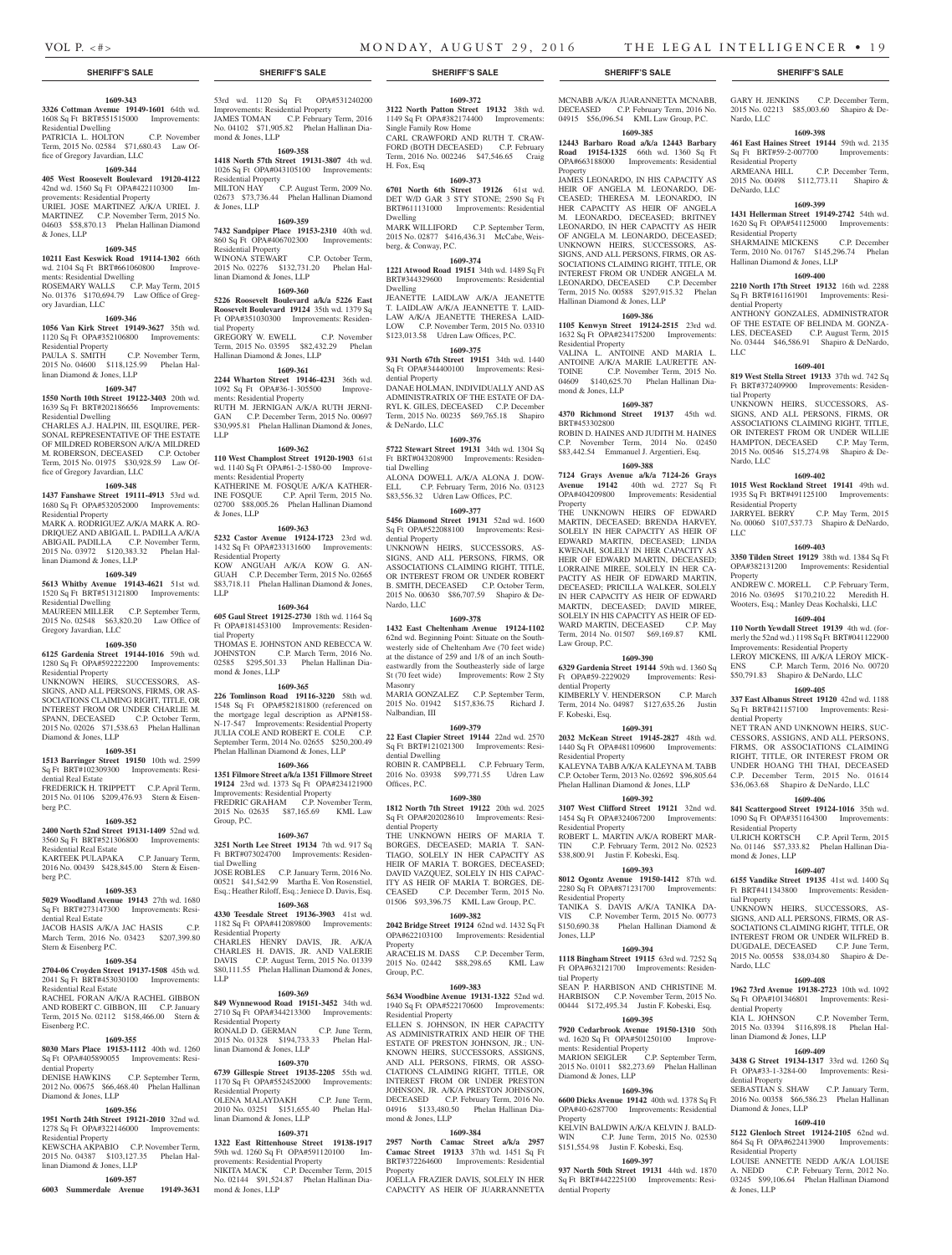**1609-343**

**3326 Cottman Avenue 19149-1601** 64th wd. 1608 Sq Ft BRT#551515000 Improvements: Residential Dwelling
PATRICIA L. HOLTON C.P. November Term, 2015 No. 02584 $71,680.43 Law Office of Gregory Javardian, LLC

**1609-344**

**405 West Roosevelt Boulevard 19120-4122** 42nd wd. 1560 Sq Ft OPA#422110300 Improvements: Residential Property
URIEL JOSE MARTINEZ A/K/A URIEL J. MARTINEZ C.P. November Term, 2015 No. 04603 $58,870.13 Phelan Hallinan Diamond & Jones, LLP

**1609-345**

**10211 East Keswick Road 19114-1302** 66th wd. 2104 Sq Ft BRT#661060800 Improvements: Residential Dwelling
ROSEMARY WALLS C.P. May Term, 2015 No. 01376 $170,694.79 Law Office of Gregory Javardian, LLC

**1609-346**

**1056 Van Kirk Street 19149-3627** 35th wd. 1120 Sq Ft OPA#352106800 Improvements: Residential Property
PAULA S. SMITH C.P. November Term, 2015 No. 04600 $118,125.99 Phelan Hallinan Diamond & Jones, LLP

**1609-347**

**1550 North 10th Street 19122-3403** 20th wd. 1639 Sq Ft BRT#202186656 Improvements: Residential Dwelling
CHARLES A.J. HALPIN, III, ESQUIRE, PERSONAL REPRESENTATIVE OF THE ESTATE OF MILDRED ROBERSON A/K/A MILDRED M. ROBERSON, DECEASED C.P. October Term, 2015 No. 01975 $30,928.59 Law Office of Gregory Javardian, LLC

**1609-348**

**1437 Fanshawe Street 19111-4913** 53rd wd. 1680 Sq Ft OPA#532052000 Improvements: Residential Property
MARK A. RODRIGUEZ A/K/A MARK A. RODRIQUEZ AND ABIGAIL L. PADILLA A/K/A ABIGAIL PADILLA C.P. November Term, 2015 No. 03972 $120,383.32 Phelan Hallinan Diamond & Jones, LLP

**1609-349**

**5613 Whitby Avenue 19143-4621** 51st wd. 1520 Sq Ft BRT#513121800 Improvements: Residential Dwelling
MAUREEN MILLER C.P. September Term, 2015 No. 02548 $63,820.20 Law Office of Gregory Javardian, LLC

**1609-350**

**6125 Gardenia Street 19144-1016** 59th wd. 1280 Sq Ft OPA#592222200 Improvements: Residential Property
UNKNOWN HEIRS, SUCCESSORS, ASSIGNS, AND ALL PERSONS, FIRMS, OR ASSOCIATIONS CLAIMING RIGHT, TITLE, OR INTEREST FROM OR UNDER CHARLIE M. SPANN, DECEASED C.P. October Term, 2015 No. 02026 $71,538.63 Phelan Hallinan Diamond & Jones, LLP

**1609-351**

**1513 Barringer Street 19150** 10th wd. 2599 Sq Ft BRT#102309300 Improvements: Residential Real Estate
FREDERICK H. TRIPPETT C.P. April Term, 2015 No. 01106 $209,476.93 Stern & Eisenberg P.C.

**1609-352**

**2400 North 52nd Street 19131-1409** 52nd wd. 3560 Sq Ft BRT#521306800 Improvements: Residential Real Estate
KARTEEK PULAPAKA C.P. January Term, 2016 No. 00439 $428,845.00 Stern & Eisenberg P.C.

**1609-353**

**5029 Woodland Avenue 19143** 27th wd. 1680 Sq Ft BRT#273147300 Improvements: Residential Real Estate
JACOB HASIS A/K/A JAC HASIS C.P. March Term, 2016 No. 03423 $207,399.80 Stern & Eisenberg P.C.

**1609-354**

**2704-06 Croyden Street 19137-1508** 45th wd. 2041 Sq Ft BRT#453030100 Improvements: Residential Real Estate
RACHEL FORAN A/K/A RACHEL GIBBON AND ROBERT C. GIBBON, III C.P. January Term, 2015 No. 02112 $158,466.00 Stern & Eisenberg P.C.

**1609-355**

**8030 Mars Place 19153-1112** 40th wd. 1260 Sq Ft OPA#405890055 Improvements: Residential Property
DENISE HAWKINS C.P. September Term, 2012 No. 00675 $66,468.40 Phelan Hallinan Diamond & Jones, LLP

**1609-356**

**1951 North 24th Street 19121-2010** 32nd wd. 1278 Sq Ft OPA#322146000 Improvements: Residential Property
KEWSCHA AKPABIO C.P. November Term, 2015 No. 04387 $103,127.35 Phelan Hallinan Diamond & Jones, LLP

**1609-357**

**6003 Summerdale Avenue 19149-3631** 53rd wd. 1120 Sq Ft OPA#531240200 Improvements: Residential Property
JAMES TOMAN C.P. February Term, 2016 No. 04102 $71,905.82 Phelan Hallinan Diamond & Jones, LLP

**1609-358**

**1418 North 57th Street 19131-3807** 4th wd. 1026 Sq Ft OPA#043105100 Improvements: Residential Property
MILTON HAY C.P. August Term, 2009 No. 02673 $73,736.44 Phelan Hallinan Diamond & Jones, LLP

**1609-359**

**7432 Sandpiper Place 19153-2310** 40th wd. 860 Sq Ft OPA#406702300 Improvements: Residential Property
WINONA STEWART C.P. October Term, 2015 No. 02276 $132,731.20 Phelan Hallinan Diamond & Jones, LLP

**1609-360**

**5226 Roosevelt Boulevard a/k/a 5226 East Roosevelt Boulevard 19124** 35th wd. 1379 Sq Ft OPA#351030300 Improvements: Residential Property
GREGORY W. EWELL C.P. November Term, 2015 No. 03595 $82,432.29 Phelan Hallinan Diamond & Jones, LLP

**1609-361**

**2244 Wharton Street 19146-4231** 36th wd. 1092 Sq Ft OPA#36-1-305500 Improvements: Residential Property
RUTH M. JERNIGAN A/K/A RUTH JERNIGAN C.P. December Term, 2015 No. 00697 $30,995.81 Phelan Hallinan Diamond & Jones, LLP

**1609-362**

**110 West Champlost Street 19120-1903** 61st wd. 1140 Sq Ft OPA#61-2-1580-00 Improvements: Residential Property
KATHERINE M. FOSQUE A/K/A KATHERINE FOSQUE C.P. April Term, 2015 No. 02700 $88,005.26 Phelan Hallinan Diamond & Jones, LLP

**1609-363**

**5232 Castor Avenue 19124-1723** 23rd wd. 1432 Sq Ft OPA#233131600 Improvements: Residential Property
KOW ANGUAH A/K/A KOW G. ANGUAH C.P. December Term, 2015 No. 02665 $83,718.11 Phelan Hallinan Diamond & Jones, LLP

**1609-364**

**605 Gaul Street 19125-2730** 18th wd. 1164 Sq Ft OPA#181453100 Improvements: Residential Property
THOMAS E. JOHNSTON AND REBECCA W. JOHNSTON C.P. March Term, 2016 No. 02585 $295,501.33 Phelan Hallinan Diamond & Jones, LLP

**1609-365**

**226 Tomlinson Road 19116-3220** 58th wd. 1548 Sq Ft OPA#582181800 (referenced on the mortgage legal description as APN#158-N-17-547 Improvements: Residential Property
JULIA COLE AND ROBERT E. COLE C.P. September Term, 2014 No. 02655 $250,200.49 Phelan Hallinan Diamond & Jones, LLP

**1609-366**

**1351 Filmore Street a/k/a 1351 Fillmore Street 19124** 23rd wd. 1373 Sq Ft OPA#234121900 Improvements: Residential Property
FREDRIC GRAHAM C.P. November Term, 2015 No. 02635 $87,165.69 KML Law Group, P.C.

**1609-367**

**3251 North Lee Street 19134** 7th wd. 917 Sq Ft BRT#073024700 Improvements: Residential Dwelling
JOSE ROBLES C.P. January Term, 2016 No. 00521 $41,542.99 Martha E. Von Rosenstiel, Esq.; Heather Riloff, Esq.; Jeniece D. Davis, Esq.

**1609-368**

**4330 Teesdale Street 19136-3903** 41st wd. 1182 Sq Ft OPA#412089800 Improvements: Residential Property
CHARLES HENRY DAVIS, JR. A/K/A CHARLES H. DAVIS, JR. AND VALERIE DAVIS C.P. August Term, 2015 No. 01339 $80,111.55 Phelan Hallinan Diamond & Jones, LLP

**1609-369**

**849 Wynnewood Road 19151-3452** 34th wd. 2710 Sq Ft OPA#344213300 Improvements: Residential Property
RONALD D. GERMAN C.P. June Term, 2015 No. 01328 $194,733.33 Phelan Hallinan Diamond & Jones, LLP

**1609-370**

**6739 Gillespie Street 19135-2205** 55th wd. 1170 Sq Ft OPA#552452000 Improvements: Residential Property
OLENA MALAYDAKH C.P. June Term, 2010 No. 03251 $151,655.40 Phelan Hallinan Diamond & Jones, LLP

**1609-371**

**1322 East Rittenhouse Street 19138-1917** 59th wd. 1260 Sq Ft OPA#591120100 Improvements: Residential Property
NIKITA MACK C.P. December Term, 2015 No. 02144 $91,524.87 Phelan Hallinan Diamond & Jones, LLP

**1609-372**

**3122 North Patton Street 19132** 38th wd. 1149 Sq Ft OPA#382174400 Improvements: Single Family Row Home
CARL CRAWFORD AND RUTH T. CRAWFORD (BOTH DECEASED) C.P. February Term, 2016 No. 002246 $47,546.65 Craig H. Fox, Esq

**1609-373**

**6701 North 6th Street 19126** 61st wd. DET W/D GAR 3 STY STONE; 2590 Sq Ft BRT#611131000 Improvements: Residential Dwelling
MARK WILLIFORD C.P. September Term, 2015 No. 02877 $416,436.31 McCabe, Weisberg, & Conway, P.C.

**1609-374**

**1221 Atwood Road 19151** 34th wd. 1489 Sq Ft BRT#344329600 Improvements: Residential Dwelling
JEANETTE LAIDLAW A/K/A JEANETTE T. LAIDLAW A/K/A JEANETTE T. LAIDLAW A/K/A JEANETTE THERESA LAIDLOW C.P. November Term, 2015 No. 03310 $123,013.58 Udren Law Offices, P.C.

**1609-375**

**931 North 67th Street 19151** 34th wd. 1440 Sq Ft OPA#344400100 Improvements: Residential Property
DANAE HOLMAN, INDIVIDUALLY AND AS ADMINISTRATRIX OF THE ESTATE OF DARYL K. GILES, DECEASED C.P. December Term, 2015 No. 00235 $69,765.18 Shapiro & DeNardo, LLC

**1609-376**

**5722 Stewart Street 19131** 34th wd. 1304 Sq Ft BRT#043208900 Improvements: Residential Dwelling
ALONA DOWELL A/K/A ALONA J. DOWELL C.P. February Term, 2016 No. 03123 $83,556.32 Udren Law Offices, P.C.

**1609-377**

**5456 Diamond Street 19131** 52nd wd. 1600 Sq Ft OPA#522088100 Improvements: Residential Property
UNKNOWN HEIRS, SUCCESSORS, ASSIGNS, AND ALL PERSONS, FIRMS, OR ASSOCIATIONS CLAIMING RIGHT, TITLE, OR INTEREST FROM OR UNDER ROBERT B. SMITH, DECEASED C.P. October Term, 2015 No. 00630 $86,707.59 Shapiro & DeNardo, LLC

**1609-378**

**1432 East Cheltenham Avenue 19124-1102** 62nd wd. Beginning Point: Situate on the Southwesterly side of Cheltenham Ave (70 feet wide) at the distance of 259 and 1/8 of an inch Southeastwardly from the Southeasterly side of large St (70 feet wide) Improvements: Row 2 Sty Masonry
MARIA GONZALEZ C.P. September Term, 2015 No. 01942 $157,836.75 Richard J. Nalbandian, III

**1609-379**

**22 East Clapier Street 19144** 22nd wd. 2570 Sq Ft BRT#121021300 Improvements: Residential Dwelling
ROBIN R. CAMPBELL C.P. February Term, 2016 No. 03938 $99,771.55 Udren Law Offices, P.C.

**1609-380**

**1812 North 7th Street 19122** 20th wd. 2025 Sq Ft OPA#202028610 Improvements: Residential Property
THE UNKNOWN HEIRS OF MARIA T. BORGES, DECEASED; MARIA T. SANTIAGO, SOLELY IN HER CAPACITY AS HEIR OF MARIA T. BORGES, DECEASED; DAVID VAZQUEZ, SOLELY IN HIS CAPACITY AS HEIR OF MARIA T. BORGES, DECEASED C.P. December Term, 2015 No. 01506 $93,396.75 KML Law Group, P.C.

**1609-382**

**2042 Bridge Street 19124** 62nd wd. 1432 Sq Ft OPA#622103100 Improvements: Residential Property
ARACELIS M. DASS C.P. December Term, 2015 No. 02442 $88,298.65 KML Law Group, P.C.

**1609-383**

**5634 Woodbine Avenue 19131-1322** 52nd wd. 1940 Sq Ft OPA#522170600 Improvements: Residential Property
ELLEN S. JOHNSON, IN HER CAPACITY AS ADMINISTRATRIX AND HEIR OF THE ESTATE OF PRESTON JOHNSON, JR.; UNKNOWN HEIRS, SUCCESSORS, ASSIGNS, AND ALL PERSONS, FIRMS, OR ASSOCIATIONS CLAIMING RIGHT, TITLE, OR INTEREST FROM OR UNDER PRESTON JOHNSON, JR. A/K/A PRESTON JOHNSON, DECEASED C.P. February Term, 2016 No. 04916 $133,480.50 Phelan Hallinan Diamond & Jones, LLP

**1609-384**

**2957 North Camac Street a/k/a 2957 Camac Street 19133** 37th wd. 1451 Sq Ft BRT#372264600 Improvements: Residential Property
JOELLA FRAZIER DAVIS, SOLELY IN HER CAPACITY AS HEIR OF JUARRANNETTA MCNABB A/K/A JUARANNETTA MCNABB, DECEASED C.P. February Term, 2016 No. 04915 $56,096.54 KML Law Group, P.C.

**1609-385**

**12443 Barbaro Road a/k/a 12443 Barbary Road 19154-1325** 66th wd. 1360 Sq Ft OPA#663188000 Improvements: Residential Property
JAMES LEONARDO, IN HIS CAPACITY AS HEIR OF ANGELA M. LEONARDO, DECEASED; THERESA M. LEONARDO, IN HER CAPACITY AS HEIR OF ANGELA M. LEONARDO, DECEASED; BRITNEY LEONARDO, IN HER CAPACITY AS HEIR OF ANGELA M. LEONARDO, DECEASED; UNKNOWN HEIRS, SUCCESSORS, ASSIGNS, AND ALL PERSONS, FIRMS, OR ASSOCIATIONS CLAIMING RIGHT, TITLE, OR INTEREST FROM OR UNDER ANGELA M. LEONARDO, DECEASED C.P. December Term, 2015 No. 00588 $297,915.32 Phelan Hallinan Diamond & Jones, LLP

**1609-386**

**1105 Kenwyn Street 19124-2515** 23rd wd. 1632 Sq Ft OPA#234175200 Improvements: Residential Property
VALINA L. ANTOINE AND MARIA L. ANTOINE A/K/A MARIE LAURETTE ANTOINE C.P. November Term, 2015 No. 04609 $140,625.70 Phelan Hallinan Diamond & Jones, LLP

**1609-387**

**4370 Richmond Street 19137** 45th wd. BRT#453302800
ROBIN D. HAINES AND JUDITH M. HAINES C.P. November Term, 2014 No. 02450 $83,442.54 Emmanuel J. Argentieri, Esq.

**1609-388**

**7124 Grays Avenue a/k/a 7124-26 Grays Avenue 19142** 40th wd. 2727 Sq Ft OPA#404209800 Improvements: Residential Property
THE UNKNOWN HEIRS OF EDWARD MARTIN, DECEASED; BRENDA HARVEY, SOLELY IN HER CAPACITY AS HEIR OF EDWARD MARTIN, DECEASED; LINDA KWENAH, SOLELY IN HER CAPACITY AS HEIR OF EDWARD MARTIN, DECEASED; LORRAINE MIREE, SOLELY IN HER CAPACITY AS HEIR OF EDWARD MARTIN, DECEASED; PRICILLA WALKER, SOLELY IN HER CAPACITY AS HEIR OF EDWARD MARTIN, DECEASED; DAVID MIREE, SOLELY IN HIS CAPACITY AS HEIR OF EDWARD MARTIN, DECEASED C.P. May Term, 2014 No. 01507 $69,169.87 KML Law Group, P.C.

**1609-390**

**6329 Gardenia Street 19144** 59th wd. 1360 Sq Ft OPA#59-2229029 Improvements: Residential Property
KIMBERLY V. HENDERSON C.P. March Term, 2014 No. 04987 $127,635.26 Justin F. Kobeski, Esq.

**1609-391**

**2032 McKean Street 19145-2827** 48th wd. 1440 Sq Ft OPA#481109600 Improvements: Residential Property
KALEYNA TABB A/K/A KALEYNA M. TABB C.P. October Term, 2013 No. 02692 $96,805.64 Phelan Hallinan Diamond & Jones, LLP

**1609-392**

**3107 West Clifford Street 19121** 32nd wd. 1454 Sq Ft OPA#324067200 Improvements: Residential Property
ROBERT L. MARTIN A/K/A ROBERT MARTIN C.P. February Term, 2012 No. 02523 $38,800.91 Justin F. Kobeski, Esq.

**1609-393**

**8012 Ogontz Avenue 19150-1412** 87th wd. 2280 Sq Ft OPA#871231700 Improvements: Residential Property
TANIKA S. DAVIS A/K/A TANIKA DAVIS C.P. November Term, 2015 No. 00773 $150,690.38 Phelan Hallinan Diamond & Jones, LLP

**1609-394**

**1118 Bingham Street 19115** 63rd wd. 7252 Sq Ft OPA#632121700 Improvements: Residential Property
SEAN P. HARBISON AND CHRISTINE M. HARBISON C.P. November Term, 2015 No. 00444 $172,495.34 Justin F. Kobeski, Esq.

**1609-395**

**7920 Cedarbrook Avenue 19150-1310** 50th wd. 1620 Sq Ft OPA#501250100 Improvements: Residential Property
MARION SEIGLER C.P. September Term, 2015 No. 01011 $82,273.69 Phelan Hallinan Diamond & Jones, LLP

**1609-396**

**6600 Dicks Avenue 19142** 40th wd. 1378 Sq Ft OPA#40-6287700 Improvements: Residential Property
KELVIN BALDWIN A/K/A KELVIN J. BALDWIN C.P. June Term, 2015 No. 02530 $151,554.98 Justin F. Kobeski, Esq.

**1609-397**

**937 North 50th Street 19131** 44th wd. 1870 Sq Ft BRT#442225100 Improvements: Residential Property
GARY H. JENKINS C.P. December Term, 2015 No. 02213 $85,003.60 Shapiro & DeNardo, LLC

**1609-398**

**461 East Haines Street 19144** 59th wd. 2135 Sq Ft BRT#59-2-007700 Improvements: Residential Property
ARMEANA HILL C.P. December Term, 2015 No. 00498 $112,773.11 Shapiro & DeNardo, LLC

**1609-399**

**1431 Hellerman Street 19149-2742** 54th wd. 1620 Sq Ft OPA#541125000 Improvements: Residential Property
SHARMAINE MICKENS C.P. December Term, 2010 No. 01767 $145,296.74 Phelan Hallinan Diamond & Jones, LLP

**1609-400**

**2210 North 17th Street 19132** 16th wd. 2288 Sq Ft BRT#161161901 Improvements: Residential Property
ANTHONY GONZALES, ADMINISTRATOR OF THE ESTATE OF BELINDA M. GONZALES, DECEASED C.P. August Term, 2015 No. 03444 $46,586.91 Shapiro & DeNardo, LLC

**1609-401**

**819 West Stella Street 19133** 37th wd. 742 Sq Ft BRT#372409900 Improvements: Residential Property
UNKNOWN HEIRS, SUCCESSORS, ASSIGNS, AND ALL PERSONS, FIRMS, OR ASSOCIATIONS CLAIMING RIGHT, TITLE, OR INTEREST FROM OR UNDER WILLIE HAMPTON, DECEASED C.P. May Term, 2015 No. 00546 $15,274.98 Shapiro & DeNardo, LLC

**1609-402**

**1015 West Rockland Street 19141** 49th wd. 1935 Sq Ft BRT#491125100 Improvements: Residential Property
JARRYEL BERRY C.P. May Term, 2015 No. 00060 $107,537.73 Shapiro & DeNardo, LLC

**1609-403**

**3350 Tilden Street 19129** 38th wd. 1384 Sq Ft OPA#382131200 Improvements: Residential Property
ANDREW C. MORELL C.P. February Term, 2016 No. 03695 $170,210.22 Meredith H. Wooters, Esq.; Manley Deas Kochalski, LLC

**1609-404**

**110 North Yewdall Street 19139** 4th wd. (formerly the 52nd wd.) 1198 Sq Ft BRT#041122900 Improvements: Residential Property
LEROY MICKENS, III A/K/A LEROY MICKENS C.P. March Term, 2016 No. 00720 $50,791.83 Shapiro & DeNardo, LLC

**1609-405**

**337 East Albanus Street 19120** 42nd wd. 1188 Sq Ft BRT#421157100 Improvements: Residential Property
NET TRAN AND UNKNOWN HEIRS, SUCCESSORS, ASSIGNS, AND ALL PERSONS, FIRMS, OR ASSOCIATIONS CLAIMING RIGHT, TITLE, OR INTEREST FROM OR UNDER HOANG THI THAI, DECEASED C.P. December Term, 2015 No. 01614 $36,063.68 Shapiro & DeNardo, LLC

**1609-406**

**841 Scattergood Street 19124-1016** 35th wd. 1090 Sq Ft OPA#351164300 Improvements: Residential Property
ULRICH KORTSCH C.P. April Term, 2015 No. 01146 $57,333.82 Phelan Hallinan Diamond & Jones, LLP

**1609-407**

**6155 Vandike Street 19135** 41st wd. 1400 Sq Ft BRT#411343800 Improvements: Residential Property
UNKNOWN HEIRS, SUCCESSORS, ASSIGNS, AND ALL PERSONS, FIRMS, OR ASSOCIATIONS CLAIMING RIGHT, TITLE, OR INTEREST FROM OR UNDER WILFRED B. DUGDALE, DECEASED C.P. June Term, 2015 No. 00558 $38,034.80 Shapiro & DeNardo, LLC

**1609-408**

**1962 73rd Avenue 19138-2723** 10th wd. 1092 Sq Ft OPA#101346801 Improvements: Residential Property
KIA L. JOHNSON C.P. November Term, 2015 No. 03394 $116,898.18 Phelan Hallinan Diamond & Jones, LLP

**1609-409**

**3438 G Street 19134-1317** 33rd wd. 1260 Sq Ft OPA#33-1-3284-00 Improvements: Residential Property
SEBASTIAN S. SHAW C.P. January Term, 2016 No. 00358 $66,586.23 Phelan Hallinan Diamond & Jones, LLP

**1609-410**

**5122 Glenloch Street 19124-2105** 62nd wd. 864 Sq Ft OPA#622413900 Improvements: Residential Property
LOUISE ANNETTE NEDD A/K/A LOUISE A. NEDD C.P. February Term, 2012 No. 03245 $99,106.64 Phelan Hallinan Diamond & Jones, LLP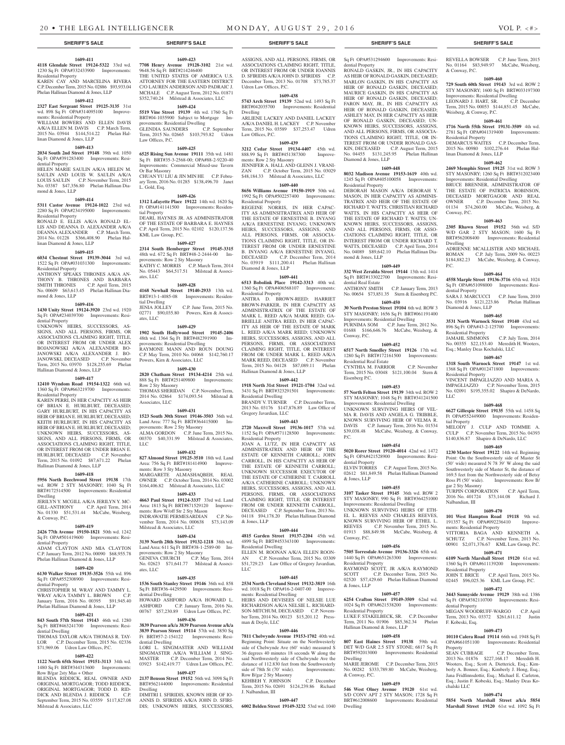## SHERIFF'S SALE

**1609-411**

**4118 Glendale Street 19124-5322** 33rd wd. 1230 Sq Ft OPA#332433900 Improvements: Residential Property

KAREN CAY AND MARCELINA RIVERA C.P. December Term, 2015 No. 02886 $93,933.04 Phelan Hallinan Diamond & Jones, LLP

**1609-412**

**2327 East Sergeant Street 19125-3135** 31st wd. 898 Sq Ft OPA#314095100 Improvements: Residential Property

WILLIAM BOWERS AND ELLEN DAVIS A/K/A ELLEN M. DAVIS C.P. March Term, 2015 No. 03944 $144,514.22 Phelan Hallinan Diamond & Jones, LLP

**1609-413**

**2034 South 2nd Street 19148** 39th wd. 1050 Sq Ft OPA#391283400 Improvements: Residential Property

HELEN MARIE SAULIN A/K/A HELEN M. SAULIN AND LOUIS W. SAULIN A/K/A LOUIS SAULIN C.P. November Term, 2015 No. 03387 $47,356.80 Phelan Hallinan Diamond & Jones, LLP

**1609-414**

**5311 Castor Avenue 19124-1022** 23rd wd. 2280 Sq Ft OPA#234195000 Improvements: Residential Property

RONALD E. ELLIS A/K/A RONALD ELLIS AND DEANNA D. ALEXANDER A/K/A DEANNA ALEXANDER C.P. March Term, 2014 No. 01228 $366,408.90 Phelan Hallinan Diamond & Jones, LLP

**1609-415**

**6034 Chestnut Street 19139-3044** 3rd wd. 1522 Sq Ft OPA#031031300 Improvements: Residential Property

ANTHONY SPEAKS THRONES A/K/A ANTHONY B. THRONES AND BARBARA SMITH THRONES C.P. April Term, 2015 No. 00609 $63,613.45 Phelan Hallinan Diamond & Jones, LLP

**1609-416**

**1430 Unity Street 19124-3920** 23rd wd. 1920 Sq Ft OPA#234039700 Improvements: Residential Property

UNKNOWN HEIRS, SUCCESSORS, ASSIGNS, AND ALL PERSONS, FIRMS, OR ASSOCIATIONS CLAIMING RIGHT, TITLE, OR INTEREST FROM OR UNDER ALEX BOJANOWSKI A/K/A ALEXANDER BOJANOWSKI A/K/A ALEXANDER J. BOJANOWSKI, DECEASED C.P. November Term, 2015 No. 03970 $128,255.69 Phelan Hallinan Diamond & Jones, LLP

**1609-417**

**12410 Wyndom Road 19154-1322** 66th wd. 1360 Sq Ft OPA#663219700 Improvements: Residential Property

KAREN PERRI, IN HER CAPACITY AS HEIR OF BRIAN E. HURLBURT, DECEASED; GARY HURLBURT, IN HIS CAPACITY AS HEIR OF BRIAN E. HURLBURT, DECEASED; KEITH HURLBURT, IN HIS CAPACITY AS HEIR OF BRIAN E. HURLBURT, DECEASED; UNKNOWN HEIRS, SUCCESSORS, ASSIGNS, AND ALL PERSONS, FIRMS, OR ASSOCIATIONS CLAIMING RIGHT, TITLE, OR INTEREST FROM OR UNDER BRIAN E. HURLBURT, DECEASED C.P. November Term, 2015 No. 01092 $87,671.22 Phelan Hallinan Diamond & Jones, LLP

**1609-418**

**5956 North Beechwood Street 19138** 17th wd. ROW 2 STY MASONRY; 1040 Sq Ft BRT#172514500 Improvements: Residential Dwelling

JERILYN Y. MCGILL A/K/A JERILYN Y. MCGILL-ANTHONY C.P. April Term, 2014 No. 01330 $51,531.44 McCabe, Weisberg, & Conway, P.C.

**1609-419**

**2426 77th Avenue 19150-1821** 50th wd. 1242 Sq Ft OPA#501419600 Improvements: Residential Property

ADAM CLAYTON AND MIA CLAYTON C.P. January Term, 2012 No. 00090 $68,955.78 Phelan Hallinan Diamond & Jones, LLP

**1609-420**

**6130 Walker Street 19135-3526** 55th wd. 896 Sq Ft OPA#552308900 Improvements: Residential Property

CHRISTOPHER M. WRAY AND TAMMY L. WRAY A/K/A TAMMY L. BROWN C.P. January Term, 2016 No. 00395 $91,945.40 Phelan Hallinan Diamond & Jones, LLP

**1609-421**

**843 South 57th Street 19143** 46th wd. 1280 Sq Ft BRT#463241700 Improvements: Residential Dwelling

THOMAS TAYLOR A/K/A THOMAS R. TAYLOR C.P. December Term, 2015 No. 02336 $71,969.06 Udren Law Offices, P.C.

**1609-422**

**1122 North 65th Street 19151-3113** 34th wd. 1480 Sq Ft BRT#344313600 Improvements: Row B/gar 2sty Mas + Other

BLENDA RIDDICK, REAL OWNER AND ORIGINAL MORTGAGOR; TODD RIDDICK, ORIGINAL MORTGAGOR; TODD D. RIDDICK AND BLENDA J. RIDDICK C.P. September Term, 2015 No. 03559 $117,827.08 Milstead & Associates, LLC

**1609-423**

**7708 Henry Avenue 19128-3102** 21st wd. 9648.56 Sq Ft BRT#214246400

THE UNITED STATES OF AMERICA U.S. ATTORNEY FOR THE EASTERN DISTRICT C/O LAUREN ANDERSON AND PADRAIC J. MCHALE C.P. August Term, 2012 No. 01871 $352,740.24 Milstead & Associates, LLC

**1609-424**

**5519 Vine Street 19139** 4th wd. 1760 Sq Ft BRT#04-1035900 Subject to Mortgage Improvements: Residential Dwelling

GLENDIA SAUNDERS C.P. September Term, 2015 No. 02665 $103,793.82 Udren Law Offices, P.C.

**1609-425**

**6525 Rising Sun Avenue 19111** 35th wd. 1481 Sq Ft BRT#35-3-2568-00; OPA#88-2-9220-40 Improvements: Commercial Mixed-use Tavern Or Bar Masonry

CHUAN YU LIU & JIN MIN HE C.P. February Term, 2016 No. 01285 $138,496.70 Janet L. Gold, Esq.

**1609-426**

**1312 Lafayette Place 19122** 14th wd. 1620 Sq Ft OPA#141141500 Improvements: Residential Property

DEARL HAYNES JR. AS ADMINISTRATOR OF THE ESTATE OF BARBARA E. HAYNES C.P. April Term, 2015 No. 02102 $120,137.56 KML Law Group, P.C.

**1609-427**

**2314 South Hemberger Street 19145-3315** 48th wd. 672 Sq Ft BRT#48-2-2444-00 Improvements: Row 2 Sty Masonry

KATHY C. MORRIS C.P. March Term, 2014 No. 05443 $64,517.51 Milstead & Associates, LLC

**1609-428**

**4168 Newhall Street 19140-2933** 13th wd. BRT#13-1-4085-08 Improvements: Residential Dwelling

JENIA JOLLEY C.P. June Term, 2015 No. 02771 $90,035.80 Powers, Kirn & Associates, LLC

**1609-429**

**1902 South Hollywood Street 19145-2406** 48th wd. 1364 Sq Ft BRT#482391900 Improvements: Residential Dwelling

RAYMONE MANN AND ROUN DOUNG C.P. May Term, 2010 No. 04068 $142,760.17 Powers, Kirn & Associates, LLC

**1609-430**

**2820 Chatham Street 19134-4214** 25th wd. 888 Sq Ft BRT#251409800 Improvements: Row 2 Sty Masonry

THOMAS SHERIDAN C.P. November Term, 2014 No. 02864 $174,093.54 Milstead & Associates, LLC

**1609-431**

**1523 South 30th Street 19146-3503** 36th wd. Land Area: 777 Sq Ft BRT#364415000 Improvements: Row 2 Sty Masonry

ALMA GORDON C.P. June Term, 2015 No. 00370 $40,331.99 Milstead & Associates, LLC

**1609-432**

**827 Almond Street 19125-3510** 18th wd. Land Area: 756 Sq Ft BRT#181414900 Improvements: Row 3 Sty Masonry

MARGARETE ALMAHAQBEH, REAL OWNER C.P. October Term, 2014 No. 03002 $164,406.82 Milstead & Associates, LLC

**1609-433**

**4663 Paul Street 19124-3337** 33rd wd. Land Area: 1813 Sq Ft BRT#871529120 Improvements: Row W/off Str 2 Sty Mason

INDRAWATIE PERMESARDIAN C.P. November Term, 2014 No. 000638 $73,143.09 Milstead & Associates, LLC

**1609-434**

**3139 North 28th Street 19132-1218** 38th wd. Land Area: 611 Sq Ft BRT#38-1-2589-00 Improvements: Row 2 Sty Masonry

GENEVA CHURCH C.P. May Term, 2014 No. 02623 $71,641.77 Milstead & Associates, LLC

**1609-435**

**1536 South Stanley Street 19146** 36th wd. 858 Sq Ft BRT#36-4429500 Improvements: Residential Dwelling

HOWARD ASHFORD A/K/A HOWARD L. ASHFORD C.P. January Term, 2016 No. 00767 $57,230.89 Udren Law Offices, P.C.

**1609-436**

**3839 Pearson a/k/a 3839 Pearson Avenue a/k/a 3839 Pearson Street 19114** 57th wd. 3850 Sq Ft BRT#57-2-154122 Improvements: Residential Dwelling

LORI L. SINGMASTER AND WILLIAM SINGMASTER A/K/A WILLIAM J. SINGMASTER C.P. December Term, 2014 No. 03923 $142,419.77 Udren Law Offices, P.C.

**1609-437**

**2137 Benson Street 19152** 56th wd. 3098 Sq Ft BRT#562144000 Improvements: Residential Dwelling

DIMITRI I. SFIRIDIS, KNOWN HEIR OF IOANNIS D. SFIRIDIS A/K/A JOHN D. SFIRIDIS; UNKNOWN HEIRS, SUCCESSORS, ASSIGNS, AND ALL PERSONS, FIRMS, OR ASSOCIATIONS CLAIMING RIGHT, TITLE, OR INTEREST FROM OR UNDER IOANNIS D. SFIRIDIS A/K/A JOHN D. SFIRIDIS C.P. December Term, 2013 No. 01708 $73,785.37 Udren Law Offices, P.C.

**1609-438**

**5743 Arch Street 19139** 52nd wd. 1493 Sq Ft BRT#042035700 Improvements: Residential Dwelling

ARLIENE LACKEY AND DANIEL LACKEY A/K/A DANIEL H. LACKEY C.P. November Term, 2015 No. 03589 $37,253.47 Udren Law Offices, P.C.

**1609-439**

**3212 Cedar Street 19134-4407** 45th wd. 888.99 Sq Ft BRT#451387300 Improvements: Row 2 Sty Masonry

JENNIFER A. HALL AND GLENN J. VRANIZAN C.P. October Term, 2015 No. 03029 $48,184.33 Milstead & Associates, LLC

**1609-440**

**8656 Williams Avenue 19150-1919** 50th wd. 1992 Sq Ft OPA#502257400 Improvements: Residential Property

REGEINE NORRIS, IN HER CAPACITY AS ADMINSITRATRIX AND HEIR OF THE ESTATE OF ERNESTINE B. INYANG A/K/A ERNESTINE INYANG; UNKNOWN HEIRS, SUCCESSORS, ASSIGNS, AND ALL PERSONS, FIRMS, OR ASSOCIATIONS CLAIMING RIGHT, TITLE, OR INTEREST FROM OR UNDER ERNESTINE B. INYANG A/K/A ERNESTINE INYANG, DECEASED C.P. December Term, 2014 No. 03919 $111,200.41 Phelan Hallinan Diamond & Jones, LLP

**1609-441**

**6513 Bobolink Place 19142-3313** 40th wd. 1360 Sq Ft OPA#406568107 Improvements: Residential Property

ANITRA D. BROWN-REED; HARRIET BROWN-PARKER, IN HER CAPACITY AS ADMINISTRATRIX OF THE ESTATE OF MARK L. REED A/K/A MARK REED; GABRIELLE ANITRA REED, IN HER CAPACITY AS HEIR OF THE ESTATE OF MARK L. REED A/K/A MARK REED; UNKNOWN HEIRS, SUCCESSORS, ASSIGNS, AND ALL PERSONS, FIRMS, OR ASSOCIATIONS CLAIMING RIGHT, TITLE, OR INTEREST FROM OR UNDER MARK L. REED A/K/A MARK REED, DECEASED C.P. November Term, 2015 No. 04128 $87,089.11 Phelan Hallinan Diamond & Jones, LLP

**1609-442**

**1918 North 31st Street 19121-1704** 32nd wd. 3431 Sq Ft BRT#323291501 Improvements: Residential Dwelling

BRANDY V. TURNER C.P. December Term, 2013 No. 03176 $147,876.89 Law Office of Gregory Javardian, LLC

**1609-443**

**2720 Maxwell Street 19136-1017** 57th wd. 1152 Sq Ft OPA#571128500 Improvements: Residential Property

JOAN A. LUTZ, IN HER CAPACITY AS ADMINISTRATRIX AND HEIR OF THE ESTATE OF KENNETH CARROLL; JOHN CARROLL, IN HIS CAPACITY AS HEIR OF THE ESTATE OF KENNETH CARROLL; UNKNOWN SUCCESSOR EXECUTOR OF THE ESTATE OF CATHERINE T. CARROLL A/K/A CATHERINE CARROLL; UNKNOWN HEIRS, SUCCESSORS, ASSIGNS, AND ALL PERSONS, FIRMS, OR ASSOCIATIONS CLAIMING RIGHT, TITLE, OR INTEREST FROM OR UNDER KENNETH CARROLL, DECEASED C.P. September Term, 2013 No. 04118 $94,178.20 Phelan Hallinan Diamond & Jones, LLP

**1609-444**

**4815 Garden Street 19137-2204** 45th wd. 4899 Sq Ft BRT#453343100 Improvements: Residential Dwelling

ELLEN M. ROONAN A/K/A ELLEN ROONAN C.P. November Term, 2015 No. 03309 $51,729.23 Law Office of Gregory Javardian, LLC

**1609-445**

**2534 North Cleveland Street 19132-3819** 16th wd. 1018 Sq Ft OPA#16-2-0407-00 Improvements: Residential Dwelling

HEIRS AND DEVISEES OF NELSIE LUE RICHARDSON A/K/A NELSIE L. RICHARDSON-MITCHUM, DECEASED C.P. November Term, 2014 No. 00123 $15,201.12 Pressman & Doyle, LLC

**1609-446**

**7811 Chelwynde Avenue 19153-1702** 40th wd. Beginning Point: Situate on the Northwesterly side of Chelwynde Ave (60' wide) measured S 36 degrees 40 minutes 18 seconds W along the said Northwesterly side of Chelwynde Ave the distance of 112.830 feet from the Southwesterly side of 78th St (70' wide). Improvements: Row B/gar 2 Sty Masonry

KEHBEH Y. JOHNSON C.P. December Term, 2015 No. 02691 $124,239.86 Richard J. Nalbandian, III

**1609-447**

**6002 Belden Street 19149-3232** 53rd wd. 1040 Sq Ft OPA#531294600 Improvements: Residential Property

RONALD GASKIN, JR., IN HIS CAPACITY AS HEIR OF RONALD GASKIN, DECEASED; MARLON GASKIN, IN HIS CAPACITY AS HEIR OF RONALD GASKIN, DECEASED; MAURICE GASKIN, IN HIS CAPACITY AS HEIR OF RONALD GASKIN, DECEASED; FARON MAY, JR., IN HIS CAPACITY AS HEIR OF RONALD GASKIN, DECEASED; ASHLEY MAY, IN HER CAPACITY AS HEIR OF RONALD GASKIN, DECEASED; UNKNOWN HEIRS, SUCCESSORS, ASSIGNS, AND ALL PERSONS, FIRMS, OR ASSOCIATIONS CLAIMING RIGHT, TITLE, OR INTEREST FROM OR UNDER RONALD GASKIN, DECEASED C.P. August Term, 2015 No. 04455 $131,245.95 Phelan Hallinan Diamond & Jones, LLP

**1609-448**

**8032 Madison Avenue 19153-1619** 40th wd. 1245 Sq Ft OPA#405100058 Improvements: Residential Property

DEBORAH MASON A/K/A DEBORAH Y. MASON, IN HER CAPACITY AS ADMINISTRATRIX AND HEIR OF THE ESTATE OF RICHARD T. WATTS; CHRISTIAN RICHARD WATTS, IN HIS CAPACITY AS HEIR OF THE ESTATE OF RICHARD T. WATTS; UNKNOWN HEIRS, SUCCESSORS, ASSIGNS, AND ALL PERSONS, FIRMS, OR ASSOCIATIONS CLAIMING RIGHT, TITLE, OR INTEREST FROM OR UNDER RICHARD T. WATTS, DECEASED C.P. April Term, 2014 No. 04089 $89,642.10 Phelan Hallinan Diamond & Jones, LLP

**1609-449**

**332 West Zeralda Street 19144** 13th wd. 1414 Sq Ft BRT#133022700 Improvements: Residential Real Estate

ANTHONY SMITH C.P. January Term, 2013 No. 00654 $73,851.35 Stern & Eisenberg P.C.

**1609-450**

**30 North Preston Street 19104** 6th wd. ROW 3 STY MASONRY; 1656 Sq Ft BRT#061191400 Improvements: Residential Dwelling

PURNIMA SOM C.P. June Term, 2012 No. 01688 $166,646.76 McCabe, Weisberg, & Conway, P.C.

**1609-452**

**6517 North Smedley Street 19126** 17th wd. 1280 Sq Ft BRT#172161500 Improvements: Residential Real Estate

CYNTHIA M. FARRIOR C.P. November Term, 2015 No. 03048 $121,100.04 Stern & Eisenberg P.C.

**1609-453**

**57 North Felton Street 19139** 34th wd. ROW 2 STY MASONRY; 1048 Sq Ft BRT#341241500 Improvements: Residential Dwelling

UNKNOWN SURVIVING HEIRS OF VELMA R. DAVIS AND ANGELA G. TRIBBLE, KNOWN SURVIVING HEIR OF VELMA R. DAVIS C.P. January Term, 2016 No. 01534 $39,038.48 McCabe, Weisberg, & Conway, P.C.

**1609-454**

**5020 Rorer Street 19120-4014** 42nd wd. 1472 Sq Ft OPA#421528900 Improvements: Residential Property

ELVIN TORRES C.P. August Term, 2015 No. 02612 $81,849.58 Phelan Hallinan Diamond & Jones, LLP

**1609-455**

**3107 Tasker Street 19145** 36th wd. ROW 2 STY MASONRY; 990 Sq Ft BRT#364251000 Improvements: Residential Dwelling

UNKNOWN SURVIVING HEIRS OF ETHEL L. REEVES AND CHARLES REEVES, KNOWN SURVIVING HEIR OF ETHEL L. REEVES C.P. November Term, 2015 No. 01913 $88,849.98 McCabe, Weisberg, & Conway, P.C.

**1609-456**

**7505 Torresdale Avenue 19136-3326** 65th wd. 1440 Sq Ft OPA#651263300 Improvements: Residential Property

RAYMOND SCOTT, JR A/K/A RAYMOND SCOTT C.P. December Term, 2015 No. 02520 $57,429.60 Phelan Hallinan Diamond & Jones, LLP

**1609-457**

**6254 Crafton Street 19149-3509** 62nd wd. 1024 Sq Ft OPA#621538200 Improvements: Residential Property

LUKE F. STAKELBECK, SR. C.P. December Term, 2011 No. 01906 $85,362.34 Phelan Hallinan Diamond & Jones, LLP

**1609-458**

**807 East Haines Street 19138** 59th wd. DET W/D GAR 2.5 STY STONE; 6817 Sq Ft BRT#592013000 Improvements: Residential Dwelling

MARIE JEROME C.P. December Term, 2015 No. 00282 $333,789.80 McCabe, Weisberg, & Conway, P.C.

**1609-459**

**546 West Olney Avenue 19120** 61st wd. S/D CONV APT 2 STY MASON; 1728 Sq Ft BRT#612008600 Improvements: Residential Dwelling

REVELLA BOWSER C.P. June Term, 2015 No. 01164 $83,949.97 McCabe, Weisberg, & Conway, P.C.

**1609-460**

**729 South 60th Street 19143** 3rd wd. ROW 2 STY MASONRY; 1600 Sq Ft BRT#033197300 Improvements: Residential Dwelling

LEONARD J. HART, SR. C.P. December Term, 2015 No. 00053 $144,851.45 McCabe, Weisberg, & Conway, P.C.

**1609-461**

**1716 North 55th Street 19131-3509** 4th wd. 2781 Sq Ft OPA#041319400 Improvements: Residential Property

DEMARCUS WAITES C.P. December Term, 2015 No. 00980 $102,276.44 Phelan Hallinan Diamond & Jones, LLP

**1609-462**

**2469 Memphis Street 19125** 31st wd. ROW 3 STY MASONRY; 1260 Sq Ft BRT#312023400 Improvements: Residential Dwelling

BRUCE BRENNER, ADMINISTRATOR OF THE ESTATE OF PATRICIA ROBINSON, DECEASED MORTGAGOR AND REAL OWNER C.P. December Term, 2015 No. 01134 $74,260.00 McCabe, Weisberg, & Conway, P.C.

**1609-463**

**2305 Rhawn Street 19152** 56th wd. S/D W/D GAR 2 STY MASON; 1600 Sq Ft BRT#562008400 Improvements: Residential Dwelling

ADRIENNE MCALLISTER AND MICHAEL ROMAN C.P. July Term, 2009 No. 00223 $184,882.23 McCabe, Weisberg, & Conway, P.C.

**1609-464**

**4558 Marple Street 19136-3716** 65th wd. 1024 Sq Ft OPA#651098000 Improvements: Residential Property

SARA J. MARCUCCI C.P. June Term, 2010 No. 03916 $121,223.86 Phelan Hallinan Diamond & Jones, LLP

**1609-465**

**3531 North Warnock Street 19140** 43rd wd. 896 Sq Ft OPA#43-2-125700 Improvements: Residential Property

JAMAHL SIMMONS C.P. July Term, 2014 No. 00355 $22,153.40 Meredith H. Wooters, Esq.; Manley Deas Kochalski, LLC

**1609-467**

**1318 South Warnock Street 19147** 1st wd. 1368 Sq Ft OPA#012471800 Improvements: Residential Property

VINCENT IMPAGLIAZZO AND MARIA A. IMPAGLIAZZO C.P. November Term, 2015 No. 02091 $195,355.02 Shapiro & DeNardo, LLC

**1609-468**

**6627 Gillespie Street 19135** 55th wd. 1458 Sq Ft OPA#552449000 Improvements: Residential Property

MELODY J. CULP AND TOMMIE A. CULP C.P. November Term, 2015 No. 04393 $140,836.87 Shapiro & DeNardo, LLC

**1609-469**

**1230 Master Street 19122** 14th wd. Beginning Point: On the Southwesterly side of Master St (50' wide) measured N 78 39' W along the said Southwesterly side of Master St, the distance of 169.5 feet from the Northwesterly side of Betsy Ross Pl (50' wide). Improvements: Row B/gar 2 Sty Masonry

TURPIN CORPORATION C.P. April Term, 2016 No. 401724 $73,144.08 Richard J. Nalbandian, III

**1609-470**

**101 West Hampton Road 19118** 9th wd. 191357 Sq Ft OPA#092236410 Improvements: Residential Property

VITTORIA BAGA AND KENNETH A. SCHUTZ C.P. November Term, 2013 No. 00901 $2,071,376.67 KML Law Group, P.C.

**1609-471**

**6109 North Marshall Street 19120** 61st wd. 1360 Sq Ft OPA#611139200 Improvements: Residential Property

JOHN T. BRICE C.P. April Term, 2015 No. 02445 $96,025.36 KML Law Group, P.C.

**1609-472**

**3443 Sunnyside Avenue 19129** 38th wd. 1386 Sq Ft OPA#382110700 Improvements: Residential Property

MEGAN WOODRUFF-WARGO C.P. April Term, 2013 No. 03372 $261,611.12 Justin F. Kobeski, Esq.

**1609-473**

**10110 Calera Road 19114** 66th wd. 1948 Sq Ft OPA#661051100 Improvements: Residential Property

SEAN CUBBAGE C.P. December Term, 2013 No. 01876 $227,168.17 Meredith H. Wooters, Esq.; Scott A. Dietterick, Esq.; Kimberly A. Bonner, Esq.; Kimberly J. Hong, Esq.; Jana Fridfinnsdottir, Esq.; Michael E. Carleton, Esq.; Justin F. Kobeski, Esq.; Manley Deas Kochalski LLC

**1609-474**

**5854 North Marshall Street a/k/a 5854 Marshall Street 19120** 61st wd. 1092 Sq Ft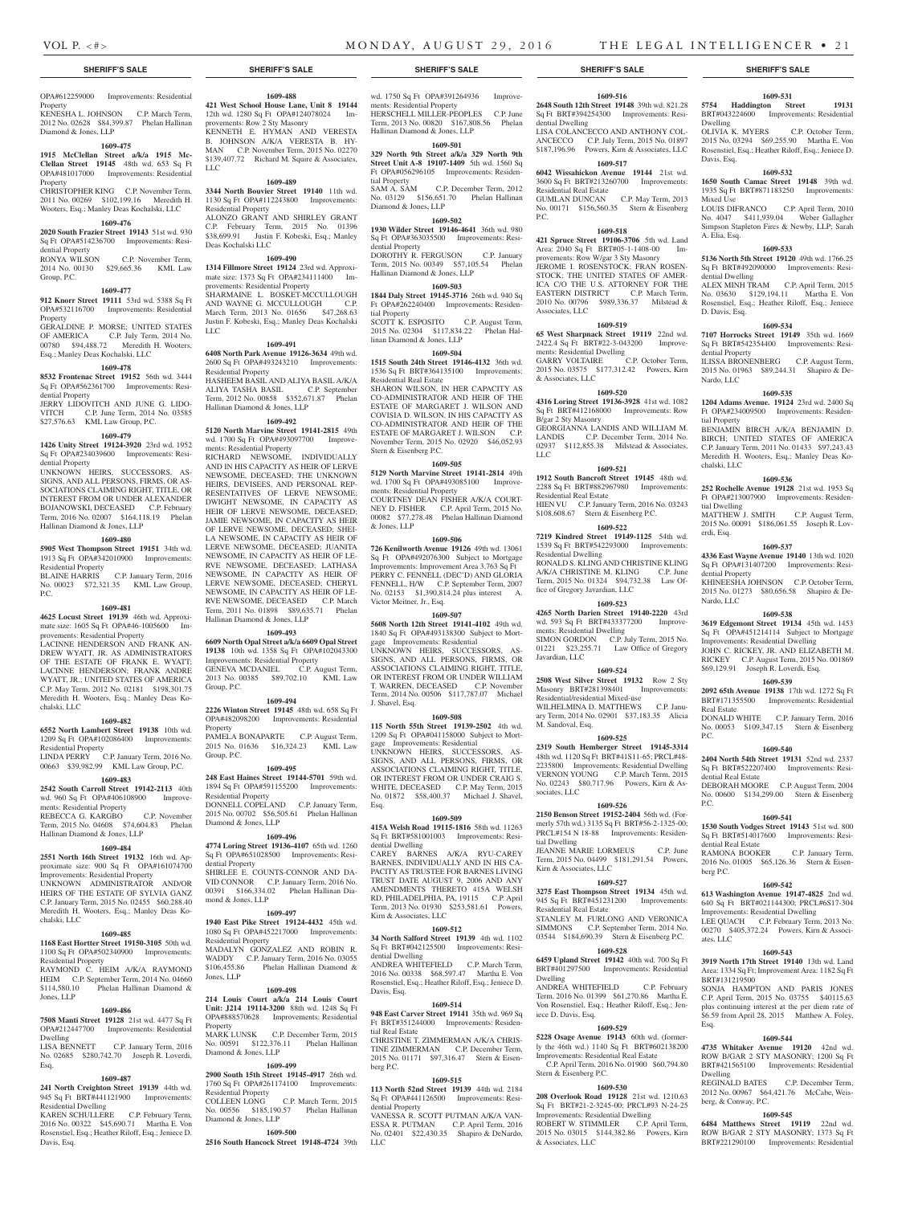OPA#612259000 Improvements: Residential Property
KENESHA L. JOHNSON C.P. March Term, 2012 No. 02628 $84,399.87 Phelan Hallinan Diamond & Jones, LLP

**1609-475**
**1915 McClellan Street a/k/a 1915 Mc-Clellan Street 19145** 48th wd. 653 Sq Ft OPA#481017000 Improvements: Residential Property
CHRISTOPHER KING C.P. November Term, 2011 No. 00269 $102,199.16 Meredith H. Wooters, Esq.; Manley Deas Kochalski, LLC

**1609-476**
**2020 South Frazier Street 19143** 51st wd. 930 Sq Ft OPA#514236700 Improvements: Residential Property
RONYA WILSON C.P. November Term, 2014 No. 00130 $29,665.36 KML Law Group, P.C.

**1609-477**
**912 Knorr Street 19111** 53rd wd. 5388 Sq Ft OPA#532116700 Improvements: Residential Property
GERALDINE P. MORSE; UNITED STATES OF AMERICA C.P. July Term, 2014 No. 00780 $94,488.72 Meredith H. Wooters, Esq.; Manley Deas Kochalski LLC

**1609-478**
**8532 Frontenac Street 19152** 56th wd. 3444 Sq Ft OPA#562361700 Improvements: Residential Property
JERRY LIDOVITCH AND JUNE G. LIDOVITCH C.P. June Term, 2014 No. 03585 $27,576.63 KML Law Group, P.C.

**1609-479**
**1426 Unity Street 19124-3920** 23rd wd. 1952 Sq Ft OPA#234039600 Improvements: Residential Property
UNKNOWN HEIRS, SUCCESSORS, ASSIGNS, AND ALL PERSONS, FIRMS, OR ASSOCIATIONS CLAIMING RIGHT, TITLE, OR INTEREST FROM OR UNDER ALEXANDER BOJANOWSKI, DECEASED C.P. February Term, 2016 No. 02007 $164,118.19 Phelan Hallinan Diamond & Jones, LLP

**1609-480**
**5905 West Thompson Street 19151** 34th wd. 1913 Sq Ft OPA#342010900 Improvements: Residential Property
BLAINE HARRIS C.P. January Term, 2016 No. 00023 $72,321.35 KML Law Group, P.C.

**1609-481**
**4625 Locust Street 19139** 46th wd. Approximate size: 1605 Sq Ft OPA#46-1005600 Improvements: Residential Property
LACINNE HENDERSON AND FRANK ANDREW WYATT, JR. AS ADMINISTRATORS OF THE ESTATE OF FRANK E. WYATT; LACINNE HENDERSON; FRANK ANDRE WYATT, JR.; UNITED STATES OF AMERICA C.P. May Term, 2012 No. 02181 $198,301.75 Meredith H. Wooters, Esq.; Manley Deas Kochalski, LLC

**1609-482**
**6552 North Lambert Street 19138** 10th wd. 1209 Sq Ft OPA#102086400 Improvements: Residential Property
LINDA PERRY C.P. January Term, 2016 No. 00663 $39,982.99 KML Law Group, P.C.

**1609-483**
**2542 South Carroll Street 19142-2113** 40th wd. 960 Sq Ft OPA#406108900 Improvements: Residential Property
REBECCA G. KARGBO C.P. November Term, 2015 No. 04608 $74,604.83 Phelan Hallinan Diamond & Jones, LLP

**1609-484**
**2551 North 16th Street 19132** 16th wd. Approximate size: 900 Sq Ft OPA#161074700 Improvements: Residential Property
UNKNOWN ADMINISTRATOR AND/OR HEIRS OF THE ESTATE OF SYLVIA GANZ C.P. January Term, 2015 No. 02455 $60,288.40 Meredith H. Wooters, Esq.; Manley Deas Kochalski, LLC

**1609-485**
**1168 East Hortter Street 19150-3105** 50th wd. 1100 Sq Ft OPA#502340900 Improvements: Residential Property
RAYMOND C. HEIM A/K/A RAYMOND HEIM C.P. September Term, 2014 No. 04660 $114,580.10 Phelan Hallinan Diamond & Jones, LLP

**1609-486**
**7508 Manti Street 19128** 21st wd. 4477 Sq Ft OPA#212447700 Improvements: Residential Dwelling
LISA BENNETT C.P. January Term, 2016 No. 02685 $280,742.70 Joseph R. Loverdi, Esq.

**1609-487**
**241 North Creighton Street 19139** 44th wd. 945 Sq Ft BRT#441121900 Improvements: Residential Dwelling
KAREN SCHULLERE C.P. February Term, 2016 No. 00322 $45,690.71 Martha E. Von Rosenstiel, Esq.; Heather Riloff, Esq.; Jeniece D. Davis, Esq.

**1609-488**
**421 West School House Lane, Unit 8 19144** 12th wd. 1280 Sq Ft OPA#124078024 Improvements: Row 2 Sty Masonry
KENNETH E. HYMAN AND VERESTA B. JOHNSON A/K/A VERESTA B. HYMAN C.P. November Term, 2015 No. 02270 $139,407.72 Richard M. Squire & Associates, LLC

**1609-489**
**3344 North Bouvier Street 19140** 11th wd. 1130 Sq Ft OPA#112243800 Improvements: Residential Property
ALONZO GRANT AND SHIRLEY GRANT C.P. February Term, 2015 No. 01396 $38,699.91 Justin F. Kobeski, Esq.; Manley Deas Kochalski LLC

**1609-490**
**1314 Fillmore Street 19124** 23rd wd. Approximate size: 1373 Sq Ft OPA#234111400 Improvements: Residential Property
SHARMAINE L. BOSKET-MCCULLOUGH AND WAYNE G. MCCULLOUGH C.P. March Term, 2013 No. 01656 $47,268.63 Justin F. Kobeski, Esq.; Manley Deas Kochalski LLC

**1609-491**
**6408 North Park Avenue 19126-3634** 49th wd. 2600 Sq Ft OPA#493243210 Improvements: Residential Property
HASHEEM BASIL AND ALIYA BASIL A/K/A ALIYA TASHA BASIL C.P. September Term, 2012 No. 00858 $352,671.87 Phelan Hallinan Diamond & Jones, LLP

**1609-492**
**5120 North Marvine Street 19141-2815** 49th wd. 1700 Sq Ft OPA#493097700 Improvements: Residential Property
RICHARD NEWSOME, INDIVIDUALLY AND IN HIS CAPACITY AS HEIR OF LERVE NEWSOME, DECEASED; THE UNKNOWN HEIRS, DEVISEES, AND PERSONAL REPRESENTATIVES OF LERVE NEWSOME; DWIGHT NEWSOME, IN CAPACITY AS HEIR OF LERVE NEWSOME, DECEASED; JAMIE NEWSOME, IN CAPACITY AS HEIR OF LERVE NEWSOME, DECEASED; SHEILA NEWSOME, IN CAPACITY AS HEIR OF LERVE NEWSOME, DECEASED; JUANITA NEWSOME, IN CAPACITY AS HEIR OF LERVE NEWSOME, DECEASED; LATHASA NEWSOME, IN CAPACITY AS HEIR OF LERVE NEWSOME, DECEASED; CHERYL NEWSOME, IN CAPACITY AS HEIR OF LERVE NEWSOME, DECEASED C.P. March Term, 2011 No. 01898 $89,635.71 Phelan Hallinan Diamond & Jones, LLP

**1609-493**
**6609 North Opal Street a/k/a 6609 Opal Street 19138** 10th wd. 1358 Sq Ft OPA#102043300 Improvements: Residential Property
GENEVA MCDANIEL C.P. August Term, 2013 No. 00385 $89,702.10 KML Law Group, P.C.

**1609-494**
**2226 Winton Street 19145** 48th wd. 658 Sq Ft OPA#482098200 Improvements: Residential Property
PAMELA BONAPARTE C.P. August Term, 2015 No. 01636 $16,324.23 KML Law Group, P.C.

**1609-495**
**248 East Haines Street 19144-5701** 59th wd. 1894 Sq Ft OPA#591155200 Improvements: Residential Property
DONNELL COPELAND C.P. January Term, 2015 No. 00702 $56,505.61 Phelan Hallinan Diamond & Jones, LLP

**1609-496**
**4774 Loring Street 19136-4107** 65th wd. 1260 Sq Ft OPA#651028500 Improvements: Residential Property
SHIRLEE E. COUNTS-CONNOR AND DAVID CONNOR C.P. January Term, 2016 No. 00391 $166,334.02 Phelan Hallinan Diamond & Jones, LLP

**1609-497**
**1940 East Pike Street 19124-4432** 45th wd. 1080 Sq Ft OPA#452217000 Improvements: Residential Property
MADALYN GONZALEZ AND ROBIN R. WADDY C.P. January Term, 2016 No. 03055 $106,455.86 Phelan Hallinan Diamond & Jones, LLP

**1609-498**
**214 Louis Court a/k/a 214 Louis Court Unit: J214 19114-3200** 88th wd. 1248 Sq Ft OPA#888570628 Improvements: Residential Property
MARK LUNSK C.P. December Term, 2015 No. 00591 $122,376.11 Phelan Hallinan Diamond & Jones, LLP

**1609-499**
**2900 South 15th Street 19145-4917** 26th wd. 1760 Sq Ft OPA#261174100 Improvements: Residential Property
COLLEEN LONG C.P. March Term, 2015 No. 00556 $185,190.57 Phelan Hallinan Diamond & Jones, LLP

**1609-500**
**2516 South Hancock Street 19148-4724** 39th wd. 1750 Sq Ft OPA#391264936 Improvements: Residential Property
HERSCHELL MILLER-PEOPLES C.P. June Term, 2013 No. 00820 $167,808.56 Phelan Hallinan Diamond & Jones, LLP

**1609-501**
**329 North 9th Street a/k/a 329 North 9th Street Unit A-8 19107-1409** 5th wd. 1560 Sq Ft OPA#056296105 Improvements: Residential Property
SAM A. SAM C.P. December Term, 2012 No. 03129 $156,651.70 Phelan Hallinan Diamond & Jones, LLP

**1609-502**
**1930 Wilder Street 19146-4641** 36th wd. 980 Sq Ft OPA#363035500 Improvements: Residential Property
DOROTHY R. FERGUSON C.P. January Term, 2015 No. 00349 $57,105.54 Phelan Hallinan Diamond & Jones, LLP

**1609-503**
**1844 Daly Street 19145-3716** 26th wd. 940 Sq Ft OPA#262240400 Improvements: Residential Property
SCOTT K. ESPOSITO C.P. August Term, 2015 No. 02304 $117,834.22 Phelan Hallinan Diamond & Jones, LLP

**1609-504**
**1515 South 24th Street 19146-4132** 36th wd. 1536 Sq Ft BRT#364135100 Improvements: Residential Real Estate
SHARON WILSON, IN HER CAPACITY AS CO-ADMINISTRATOR AND HEIR OF THE ESTATE OF MARGARET J. WILSON AND COVISIA D. WILSON, IN HIS CAPACITY AS CO-ADMINISTRATOR AND HEIR OF THE ESTATE OF MARGARET J. WILSON C.P. November Term, 2015 No. 02920 $46,052.93 Stern & Eisenberg P.C.

**1609-505**
**5129 North Marvine Street 19141-2814** 49th wd. 1700 Sq Ft OPA#493085100 Improvements: Residential Property
COURTNEY DEAN FISHER A/K/A COURTNEY D. FISHER C.P. April Term, 2015 No. 00082 $77,278.48 Phelan Hallinan Diamond & Jones, LLP

**1609-506**
**726 Kenilworth Avenue 19126** 49th wd. 13061 Sq Ft OPA#492076300 Subject to Mortgage Improvements: Improvement Area 3,763 Sq Ft
PERRY C. FENNELL (DEC'D) AND GLORIA FENNELL, H/W C.P. September Term, 2007 No. 02153 $1,390,814.24 plus interest A. Victor Meitner, Jr., Esq.

**1609-507**
**5608 North 12th Street 19141-4102** 49th wd. 1840 Sq Ft OPA#493138300 Subject to Mortgage Improvements: Residential
UNKNOWN HEIRS, SUCCESSORS, ASSIGNS, AND ALL PERSONS, FIRMS, OR ASSOCIATIONS CLAIMING RIGHT, TITLE, OR INTEREST FROM OR UNDER WILLIAM T. WARREN, DECEASED C.P. November Term, 2014 No. 00506 $117,787.07 Michael J. Shavel, Esq.

**1609-508**
**115 North 55th Street 19139-2502** 4th wd. 1209 Sq Ft OPA#041158000 Subject to Mortgage Improvements: Residential
UNKNOWN HEIRS, SUCCESSORS, ASSIGNS, AND ALL PERSONS, FIRMS, OR ASSOCIATIONS CLAIMING RIGHT, TITLE, OR INTEREST FROM OR UNDER CRAIG S. WHITE, DECEASED C.P. May Term, 2015 No. 01872 $58,400.37 Michael J. Shavel, Esq.

**1609-509**
**415A Welsh Road 19115-1816** 58th wd. 11263 Sq Ft BRT#581001003 Improvements: Residential Dwelling
CAREY BARNES A/K/A RYU-CAREY BARNES, INDIVIDUALLY AND IN HIS CAPACITY AS TRUSTEE FOR BARNES LIVING TRUST DATE AUGUST 9, 2006 AND ANY AMENDMENTS THERETO 415A WELSH RD, PHILADELPHIA, PA, 19115 C.P. April Term, 2013 No. 01930 $253,581.61 Powers, Kirn & Associates, LLC

**1609-512**
**34 North Salford Street 19139** 4th wd. 1102 Sq Ft BRT#042125500 Improvements: Residential Dwelling
ANDREA WHITEFIELD C.P. March Term, 2016 No. 00338 $68,597.47 Martha E. Von Rosenstiel, Esq.; Heather Riloff, Esq.; Jeniece D. Davis, Esq.

**1609-514**
**948 East Carver Street 19141** 35th wd. 969 Sq Ft BRT#351244000 Improvements: Residential Real Estate
CHRISTINE T. ZIMMERMAN A/K/A CHRISTINE ZIMMERMAN C.P. December Term, 2015 No. 01171 $97,316.47 Stern & Eisenberg P.C.

**1609-515**
**113 North 52nd Street 19139** 44th wd. 2184 Sq Ft OPA#441126500 Improvements: Residential Property
VANESSA R. SCOTT PUTMAN A/K/A VANESSA R. PUTMAN C.P. April Term, 2016 No. 02401 $22,430.35 Shapiro & DeNardo, LLC

**1609-516**
**2648 South 12th Street 19148** 39th wd. 821.28 Sq Ft BRT#394254300 Improvements: Residential Dwelling
LISA COLANCECCO AND ANTHONY COLANCECCO C.P. July Term, 2015 No. 01897 $187,196.96 Powers, Kirn & Associates, LLC

**1609-517**
**6042 Wissahickon Avenue 19144** 21st wd. 3600 Sq Ft BRT#213260700 Improvements: Residential Real Estate
GUMLAN DUNCAN C.P. May Term, 2013 No. 00171 $156,560.35 Stern & Eisenberg P.C.

**1609-518**
**421 Spruce Street 19106-3706** 5th wd. Land Area: 2040 Sq Ft BRT#05-1-1408-00 Improvements: Row W/gar 3 Sty Masonry
JEROME I. ROSENSTOCK; FRAN ROSENSTOCK; THE UNITED STATES OF AMERICA C/O THE U.S. ATTORNEY FOR THE EASTERN DISTRICT C.P. March Term, 2010 No. 00796 $989,336.37 Milstead & Associates, LLC

**1609-519**
**65 West Sharpnack Street 19119** 22nd wd. 2422.4 Sq Ft BRT#22-3-043200 Improvements: Residential Dwelling
GARRY VOLTAIRE C.P. October Term, 2015 No. 03575 $177,312.42 Powers, Kirn & Associates, LLC

**1609-520**
**4316 Loring Street 19136-3928** 41st wd. 1082 Sq Ft BRT#412168000 Improvements: Row B/gar 2 Sty Masonry
GEORGIANNA LANDIS AND WILLIAM M. LANDIS C.P. December Term, 2014 No. 02937 $112,855.38 Milstead & Associates, LLC

**1609-521**
**1912 South Bancroft Street 19145** 48th wd. 2288 Sq Ft BRT#882967980 Improvements: Residential Real Estate
HIEN VU C.P. January Term, 2016 No. 03243 $108,608.67 Stern & Eisenberg P.C.

**1609-522**
**7219 Kindred Street 19149-1125** 54th wd. 1539 Sq Ft BRT#542293000 Improvements: Residential Dwelling
RONALD S. KLING AND CHRISTINE KLING A/K/A CHRISTINE M. KLING C.P. June Term, 2015 No. 01324 $94,732.38 Law Office of Gregory Javardian, LLC

**1609-523**
**4265 North Darien Street 19140-2220** 43rd wd. 593 Sq Ft BRT#433377200 Improvements: Residential Dwelling
SIMON GORDON C.P. July Term, 2015 No. 01221 $23,255.71 Law Office of Gregory Javardian, LLC

**1609-524**
**2508 West Silver Street 19132** Row 2 Sty Masonry BRT#281398401 Improvements: Residential/residential Mixed-use
WILHELMINA D. MATTHEWS C.P. January Term, 2014 No. 02901 $37,183.35 Alicia M. Sandoval, Esq.

**1609-525**
**2319 South Hemberger Street 19145-3314** 48th wd. 1120 Sq Ft BRT#41S11-65; PRCL#48-2235800 Improvements: Residential Dwelling
VERNON YOUNG C.P. March Term, 2015 No. 02243 $80,717.96 Powers, Kirn & Associates, LLC

**1609-526**
**2150 Benson Street 19152-2404** 56th wd. (Formerly 57th wd.) 3135 Sq Ft BRT#56-2-1325-00; PRCL#154 N 18-88 Improvements: Residential Dwelling
JEANNE MARIE LORMEUS C.P. June Term, 2015 No. 04499 $181,291.54 Powers, Kirn & Associates, LLC

**1609-527**
**3275 East Thompson Street 19134** 45th wd. 945 Sq Ft BRT#451231200 Improvements: Residential Real Estate
STANLEY M. FURLONG AND VERONICA SIMMONS C.P. September Term, 2014 No. 03544 $184,690.39 Stern & Eisenberg P.C.

**1609-528**
**6459 Upland Street 19142** 40th wd. 700 Sq Ft BRT#401297500 Improvements: Residential Dwelling
ANDREA WHITEFIELD C.P. February Term, 2016 No. 01399 $61,270.86 Martha E. Von Rosenstiel, Esq.; Heather Riloff, Esq.; Jeniece D. Davis, Esq.

**1609-529**
**5228 Osage Avenue 19143** 60th wd. (formerly the 46th wd.) 1140 Sq Ft BRT#602138200 Improvements: Residential Real Estate
C.P. April Term, 2016 No. 01900 $60,794.80 Stern & Eisenberg P.C.

**1609-530**
**208 Overlook Road 19128** 21st wd. 1210.63 Sq Ft BRT#21-2-3245-00; PRCL#93 N-24-25 Improvements: Residential Dwelling
ROBERT W. STIMMLER C.P. April Term, 2015 No. 03015 $144,382.86 Powers, Kirn & Associates, LLC

**1609-531**
**5754 Haddington Street 19131** BRT#043224600 Improvements: Residential Dwelling
OLIVIA K. MYERS C.P. October Term, 2015 No. 03294 $69,255.90 Martha E. Von Rosenstiel, Esq.; Heather Riloff, Esq.; Jeniece D. Davis, Esq.

**1609-532**
**1650 South Camac Street 19148** 39th wd. 1935 Sq Ft BRT#871183250 Improvements: Mixed Use
LOUIS DIFRANCO C.P. April Term, 2010 No. 4047 $411,939.04 Weber Gallagher Simpson Stapleton Fires & Newby, LLP; Sarah A. Elia, Esq.

**1609-533**
**5136 North 5th Street 19120** 49th wd. 1766.25 Sq Ft BRT#492090000 Improvements: Residential Dwelling
ALEX MINH TRAM C.P. April Term, 2015 No. 03630 $129,194.11 Martha E. Von Rosenstiel, Esq.; Heather Riloff, Esq.; Jeniece D. Davis, Esq.

**1609-534**
**7107 Horrocks Street 19149** 35th wd. 1669 Sq Ft BRT#542354400 Improvements: Residential Property
ILISSA BRONENBERG C.P. August Term, 2015 No. 01963 $89,244.31 Shapiro & DeNardo, LLC

**1609-535**
**1204 Adams Avenue. 19124** 23rd wd. 2400 Sq Ft OPA#234009500 Improvements: Residential Property
BENJAMIN BIRCH A/K/A BENJAMIN D. BIRCH; UNITED STATES OF AMERICA C.P. January Term, 2011 No. 01433 $97,243.43 Meredith H. Wooters, Esq.; Manley Deas Kochalski, LLC

**1609-536**
**252 Rochelle Avenue 19128** 21st wd. 1953 Sq Ft OPA#213007900 Improvements: Residential Dwelling
MATTHEW J. SMITH C.P. August Term, 2015 No. 00091 $186,061.55 Joseph R. Loverdi, Esq.

**1609-537**
**4336 East Wayne Avenue 19140** 13th wd. 1020 Sq Ft OPA#131407200 Improvements: Residential Property
KHINEESHA JOHNSON C.P. October Term, 2015 No. 01273 $80,656.58 Shapiro & DeNardo, LLC

**1609-538**
**3619 Edgemont Street 19134** 45th wd. 1453 Sq Ft OPA#451214114 Subject to Mortgage Improvements: Residential Dwelling
JOHN C. RICKEY, JR. AND ELIZABETH M. RICKEY C.P. August Term, 2015 No. 001869 $69,129.91 Joseph R. Loverdi, Esq.

**1609-539**
**2092 65th Avenue 19138** 17th wd. 1272 Sq Ft BRT#171355500 Improvements: Residential Real Estate
DONALD WHITE C.P. January Term, 2016 No. 00053 $109,347.15 Stern & Eisenberg P.C.

**1609-540**
**2404 North 54th Street 19131** 52nd wd. 2337 Sq Ft BRT#522207400 Improvements: Residential Real Estate
DEBORAH MOORE C.P. August Term, 2004 No. 00600 $134,299.00 Stern & Eisenberg P.C.

**1609-541**
**1530 South Vodges Street 19143** 51st wd. 800 Sq Ft BRT#514017600 Improvements: Residential Real Estate
RAMONA BOOKER C.P. January Term, 2016 No. 01005 $65,126.36 Stern & Eisenberg P.C.

**1609-542**
**613 Washington Avenue 19147-4825** 2nd wd. 640 Sq Ft BRT#021144300; PRCL#6S17-304 Improvements: Residential Dwelling
LEE QUACH C.P. February Term, 2013 No. 00270 $405,372.24 Powers, Kirn & Associates, LLC

**1609-543**
**3919 North 17th Street 19140** 13th wd. Land Area: 1334 Sq Ft; Improvement Area: 1182 Sq Ft BRT#131219500
SONJA HAMPTON AND PARIS JONES C.P. April Term, 2015 No. 03755 $40115.63 plus continuing interest at the per diem rate of $6.59 from April 28, 2015 Matthew A. Foley, Esq.

**1609-544**
**4735 Whitaker Avenue 19120** 42nd wd. ROW B/GAR 2 STY MASONRY; 1200 Sq Ft BRT#421565100 Improvements: Residential Dwelling
REGINALD BATES C.P. December Term, 2012 No. 00967 $64,421.76 McCabe, Weisberg, & Conway, P.C.

**1609-545**
**6484 Matthews Street 19119** 22nd wd. ROW B/GAR 2 STY MASONRY; 1373 Sq Ft BRT#221290100 Improvements: Residential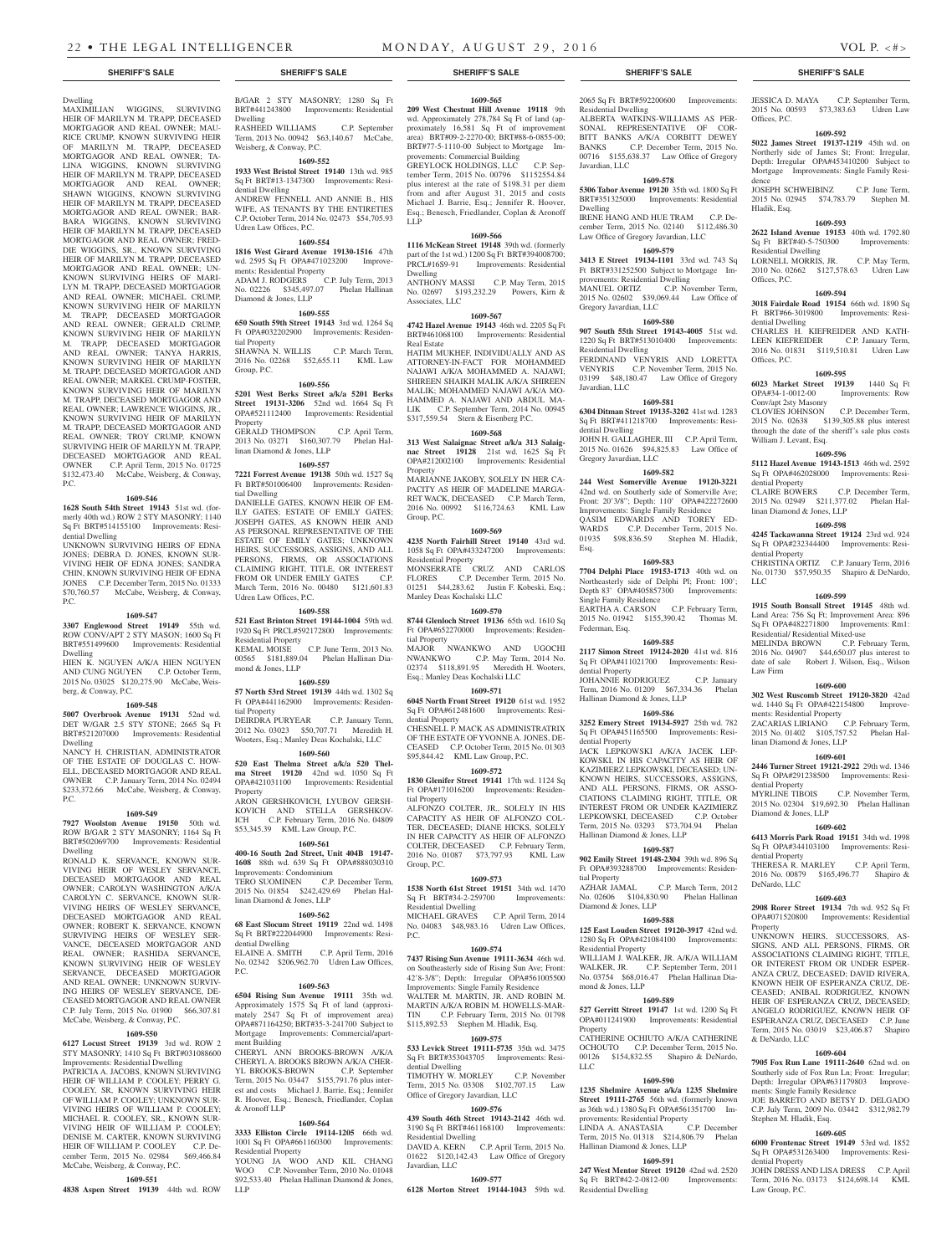Dwelling

MAXIMILIAN WIGGINS, SURVIVING HEIR OF MARILYN M. TRAPP, DECEASED MORTGAGOR AND REAL OWNER; MAURICE CRUMP, KNOWN SURVIVING HEIR OF MARILYN M. TRAPP, DECEASED MORTGAGOR AND REAL OWNER; TALINA WIGGINS, KNOWN SURVIVING HEIR OF MARILYN M. TRAPP, DECEASED MORTGAGOR AND REAL OWNER; SHAWN WIGGINS, KNOWN SURVIVING HEIR OF MARILYN M. TRAPP, DECEASED MORTGAGOR AND REAL OWNER; BARBARA WIGGINS, KNOWN SURVIVING HEIR OF MARILYN M. TRAPP, DECEASED MORTGAGOR AND REAL OWNER; FREDDIE WIGGINS, SR., KNOWN SURVIVING HEIR OF MARILYN M. TRAPP, DECEASED MORTGAGOR AND REAL OWNER; UNKNOWN SURVIVING HEIRS OF MARILYN M. TRAPP, DECEASED MORTGAGOR AND REAL OWNER; MICHAEL CRUMP, KNOWN SURVIVING HEIR OF MARILYN M. TRAPP, DECEASED MORTGAGOR AND REAL OWNER; GERALD CRUMP, KNOWN SURVIVING HEIR OF MARILYN M. TRAPP, DECEASED MORTGAGOR AND REAL OWNER; TANYA HARRIS, KNOWN SURVIVING HEIR OF MARILYN M. TRAPP, DECEASED MORTGAGOR AND REAL OWNER; MARKEL CRUMP-FOSTER, KNOWN SURVIVING HEIR OF MARILYN M. TRAPP, DECEASED MORTGAGOR AND REAL OWNER; LAWRENCE WIGGINS, JR., KNOWN SURVIVING HEIR OF MARILYN M. TRAPP, DECEASED MORTGAGOR AND REAL OWNER; TROY CRUMP, KNOWN SURVIVING HEIR OF MARILYN M. TRAPP, DECEASED MORTGAGOR AND REAL OWNER C.P. April Term, 2015 No. 01725 $132,473.40 McCabe, Weisberg, & Conway, P.C.

**1609-546**

**1628 South 54th Street 19143** 51st wd. (formerly 40th wd.) ROW 2 STY MASONRY; 1140 Sq Ft BRT#514155100 Improvements: Residential Dwelling

UNKNOWN SURVIVING HEIRS OF EDNA JONES; DEBRA D. JONES, KNOWN SURVIVING HEIR OF EDNA JONES; SANDRA CHIN, KNOWN SURVIVING HEIR OF EDNA JONES C.P. December Term, 2015 No. 01333 $70,760.57 McCabe, Weisberg, & Conway, P.C.

**1609-547**

**3307 Englewood Street 19149** 55th wd. ROW CONV/APT 2 STY MASON; 1600 Sq Ft BRT#551499600 Improvements: Residential Dwelling

HIEN K. NGUYEN A/K/A HIEN NGUYEN AND CUNG NGUYEN C.P. October Term, 2015 No. 03025 $120,275.90 McCabe, Weisberg, & Conway, P.C.

**1609-548**

**5007 Overbrook Avenue 19131** 52nd wd. DET W/GAR 2.5 STY STONE; 2665 Sq Ft BRT#521207000 Improvements: Residential Dwelling

NANCY H. CHRISTIAN, ADMINISTRATOR OF THE ESTATE OF DOUGLAS C. HOWELL, DECEASED MORTGAGOR AND REAL OWNER C.P. January Term, 2014 No. 02494 $233,372.66 McCabe, Weisberg, & Conway, P.C.

**1609-549**

**7927 Woolston Avenue 19150** 50th wd. ROW B/GAR 2 STY MASONRY; 1164 Sq Ft BRT#502069700 Improvements: Residential Dwelling

RONALD K. SERVANCE, KNOWN SURVIVING HEIR OF WESLEY SERVANCE, DECEASED MORTGAGOR AND REAL OWNER; CAROLYN WASHINGTON A/K/A CAROLYN C. SERVANCE, KNOWN SURVIVING HEIRS OF WESLEY SERVANCE, DECEASED MORTGAGOR AND REAL OWNER; ROBERT K. SERVANCE, KNOWN SURVIVING HEIRS OF WESLEY SERVANCE, DECEASED MORTGAGOR AND REAL OWNER; RASHIDA SERVANCE, KNOWN SURVIVING HEIR OF WESLEY SERVANCE, DECEASED MORTGAGOR AND REAL OWNER; UNKNOWN SURVIVING HEIRS OF WESLEY SERVANCE, DECEASED MORTGAGOR AND REAL OWNER C.P. July Term, 2015 No. 01900 $66,307.81 McCabe, Weisberg, & Conway, P.C.

**1609-550**

**6127 Locust Street 19139** 3rd wd. ROW 2 STY MASONRY; 1410 Sq Ft BRT#031088600 Improvements: Residential Dwelling

PATRICIA A. JACOBS, KNOWN SURVIVING HEIR OF WILLIAM P. COOLEY; PERRY G. COOLEY, SR, KNOWN SURVIVING HEIR OF WILLIAM P. COOLEY; UNKNOWN SURVIVING HEIRS OF WILLIAM P. COOLEY; MICHAEL R. COOLEY, SR., KNOWN SURVIVING HEIR OF WILLIAM P. COOLEY; DENISE M. CARTER, KNOWN SURVIVING HEIR OF WILLIAM P. COOLEY C.P. December Term, 2015 No. 02984 $69,466.84 McCabe, Weisberg, & Conway, P.C.

**1609-551**

**4838 Aspen Street 19139** 44th wd. ROW B/GAR 2 STY MASONRY; 1280 Sq Ft BRT#441243800 Improvements: Residential Dwelling

RASHEED WILLIAMS C.P. September Term, 2013 No. 00942 $63,140.67 McCabe, Weisberg, & Conway, P.C.

**1609-552**

**1933 West Bristol Street 19140** 13th wd. 985 Sq Ft BRT#13-1347300 Improvements: Residential Dwelling

ANDREW FENNELL AND ANNIE B., HIS WIFE, AS TENANTS BY THE ENTIRETIES C.P. October Term, 2014 No. 02473 $54,705.93 Udren Law Offices, P.C.

**1609-554**

**1816 West Girard Avenue 19130-1516** 47th wd. 2595 Sq Ft OPA#471023200 Improvements: Residential Property

ADAM J. RODGERS C.P. July Term, 2013 No. 02226 $345,497.07 Phelan Hallinan Diamond & Jones, LLP

**1609-555**

**650 South 59th Street 19143** 3rd wd. 1264 Sq Ft OPA#032202900 Improvements: Residential Property

SHAWN A. WILLIS C.P. March Term, 2016 No. 02268 $52,655.11 KML Law Group, P.C.

**1609-556**

**5201 West Berks Street a/k/a 5201 Berks Street 19131-3206** 52nd wd. 1664 Sq Ft OPA#521112400 Improvements: Residential Property

GERALD THOMPSON C.P. April Term, 2013 No. 03271 $160,307.79 Phelan Hallinan Diamond & Jones, LLP

**1609-557**

**7221 Forrest Avenue 19138** 50th wd. 1527 Sq Ft BRT#501006400 Improvements: Residential Dwelling

DANIELLE GATES, KNOWN HEIR OF EMILY GATES; ESTATE OF EMILY GATES; JOSEPH GATES, AS KNOWN HEIR AND AS PERSONAL REPRESENTATIVE OF THE ESTATE OF EMILY GATES; UNKNOWN HEIRS, SUCCESSORS, ASSIGNS, AND ALL PERSONS, FIRMS, OR ASSOCIATIONS CLAIMING RIGHT, TITLE, OR INTEREST FROM OR UNDER EMILY GATES C.P. March Term, 2016 No. 00480 $121,601.83 Udren Law Offices, P.C.

**1609-558**

**521 East Brinton Street 19144-1004** 59th wd. 1920 Sq Ft PRCL#592172800 Improvements: Residential Property

KEMAL MOISE C.P. June Term, 2013 No. 00565 $181,889.04 Phelan Hallinan Diamond & Jones, LLP

**1609-559**

**57 North 53rd Street 19139** 44th wd. 1302 Sq Ft OPA#441162900 Improvements: Residential Property

DEIRDRA PURYEAR C.P. January Term, 2012 No. 03023 $50,707.71 Meredith H. Wooters, Esq.; Manley Deas Kochalski, LLC

**1609-560**

**520 East Thelma Street a/k/a 520 Thelma Street 19120** 42nd wd. 1050 Sq Ft OPA#421031100 Improvements: Residential Property

ARON GERSHKOVICH, LYUBOV GERSHKOVICH AND STELLA GERSHKOVICH C.P. February Term, 2016 No. 04809 $53,345.39 KML Law Group, P.C.

**1609-561**

**400-16 South 2nd Street, Unit 404B 19147-1608** 88th wd. 639 Sq Ft OPA#888030310 Improvements: Condominium

TERO SUOMINEN C.P. December Term, 2015 No. 01854 $242,429.69 Phelan Hallinan Diamond & Jones, LLP

**1609-562**

**68 East Slocum Street 19119** 22nd wd. 1498 Sq Ft BRT#222044900 Improvements: Residential Dwelling

ELAINE A. SMITH C.P. April Term, 2016 No. 02342 $206,962.70 Udren Law Offices, P.C.

**1609-563**

**6504 Rising Sun Avenue 19111** 35th wd. Approximately 1575 Sq Ft of land (approximately 2547 Sq Ft of improvement area) OPA#871164250; BRT#35-3-241700 Subject to Mortgage Improvements: Commercial/apartment Building

CHERYL ANN BROOKS-BROWN A/K/A CHERYL A. BROOKS BROWN A/K/A CHERYL BROOKS-BROWN C.P. September Term, 2015 No. 03447 $155,791.76 plus interest and costs Michael J. Barrie, Esq.; Jennifer R. Hoover, Esq.; Benesch, Friedlander, Coplan & Aronoff LLP

**1609-564**

**3333 Elliston Circle 19114-1205** 66th wd. 1001 Sq Ft OPA#661160300 Improvements: Residential Property

YOUNG JA WOO AND KIL CHANG WOO C.P. November Term, 2010 No. 01048 $92,533.40 Phelan Hallinan Diamond & Jones, LLP

**1609-565**

**209 West Chestnut Hill Avenue 19118** 9th wd. Approximately 278,784 Sq Ft of land (approximately 16,581 Sq Ft of improvement area) BRT#09-2-2270-00; BRT#88-6-0855-00; BRT#77-5-1110-00 Subject to Mortgage Improvements: Commercial Building

GREYLOCK HOLDINGS, LLC C.P. September Term, 2015 No. 00796 $1152554.84 plus interest at the rate of $198.31 per diem from and after August 31, 2015 and costs Michael J. Barrie, Esq.; Jennifer R. Hoover, Esq.; Benesch, Friedlander, Coplan & Aronoff LLP

**1609-566**

**1116 McKean Street 19148** 39th wd. (formerly part of the 1st wd.) 1200 Sq Ft BRT#394008700; PRCL#16S9-91 Improvements: Residential Dwelling

ANTHONY MASSI C.P. May Term, 2015 No. 02697 $193,232.29 Powers, Kirn & Associates, LLC

**1609-567**

**4742 Hazel Avenue 19143** 46th wd. 2205 Sq Ft BRT#461068100 Improvements: Residential Real Estate

HATIM MUKHEF, INDIVIDUALLY AND AS ATTORNEY-IN-FACT FOR MOHAMMED NAJAWI A/K/A MOHAMMED A. NAJAWI; SHIREEN SHAIKH MALIK A/K/A SHIREEN MALIK; MOHAMMED NAJAWI A/K/A MOHAMMED A. NAJAWI AND ABDUL MALIK C.P. September Term, 2014 No. 00945 $317,559.54 Stern & Eisenberg P.C.

**1609-568**

**313 West Salaignac Street a/k/a 313 Salaignac Street 19128** 21st wd. 1625 Sq Ft OPA#212002100 Improvements: Residential Property

MARIANNE JAKOBY, SOLELY IN HER CAPACITY AS HEIR OF MADELINE MARGARET WACK, DECEASED C.P. March Term, 2016 No. 00992 $116,724.63 KML Law Group, P.C.

**1609-569**

**4235 North Fairhill Street 19140** 43rd wd. 1058 Sq Ft OPA#433247200 Improvements: Residential Property

MONSERRATE CRUZ AND CARLOS FLORES C.P. December Term, 2015 No. 01251 $44,283.62 Justin F. Kobeski, Esq.; Manley Deas Kochalski LLC

**1609-570**

**8744 Glenloch Street 19136** 65th wd. 1610 Sq Ft OPA#652270000 Improvements: Residential Property

MAJOR NWANKWO AND UGOCHI NWANKWO C.P. May Term, 2014 No. 02374 $118,891.95 Meredith H. Wooters, Esq.; Manley Deas Kochalski LLC

**1609-571**

**6045 North Front Street 19120** 61st wd. 1952 Sq Ft OPA#612481600 Improvements: Residential Property

CHESNELL P. MACK AS ADMINISTRATRIX OF THE ESTATE OF YVONNE A. JONES, DECEASED C.P. October Term, 2015 No. 01303 $95,844.42 KML Law Group, P.C.

**1609-572**

**1830 Glenifer Street 19141** 17th wd. 1124 Sq Ft OPA#171016200 Improvements: Residential Property

ALFONZO COLTER, JR., SOLELY IN HIS CAPACITY AS HEIR OF ALFONZO COLTER, DECEASED; DIANE HICKS, SOLELY IN HER CAPACITY AS HEIR OF ALFONZO COLTER, DECEASED C.P. February Term, 2016 No. 01087 $73,797.93 KML Law Group, P.C.

**1609-573**

**1538 North 61st Street 19151** 34th wd. 1470 Sq Ft BRT#34-2-259700 Improvements: Residential Dwelling

MICHAEL GRAVES C.P. April Term, 2014 No. 04083 $48,983.16 Udren Law Offices, P.C.

**1609-574**

**7437 Rising Sun Avenue 19111-3634** 46th wd. on Southeasterly side of Rising Sun Ave; Front: 42'8-3/8"; Depth: Irregular OPA#561005500 Improvements: Single Family Residence

WALTER M. MARTIN, JR. AND ROBIN M. MARTIN A/K/A ROBIN M. HOWELLS-MARTIN C.P. February Term, 2015 No. 01798 $115,892.53 Stephen M. Hladik, Esq.

**1609-575**

**533 Levick Street 19111-5735** 35th wd. 3475 Sq Ft BRT#353043705 Improvements: Residential Dwelling

TIMOTHY W. MORLEY C.P. November Term, 2015 No. 03308 $102,707.15 Law Office of Gregory Javardian, LLC

**1609-576**

**439 South 46th Street 19143-2142** 46th wd. 3190 Sq Ft BRT#461168100 Improvements: Residential Dwelling

DAVID A. KERN C.P. April Term, 2015 No. 01622 $120,142.43 Law Office of Gregory Javardian, LLC

**1609-577**

**6128 Morton Street 19144-1043** 59th wd. 2065 Sq Ft BRT#592200600 Improvements: Residential Dwelling

ALBERTA WATKINS-WILLIAMS AS PERSONAL REPRESENTATIVE OF CORBITT BANKS A/K/A CORBITT DEWEY BANKS C.P. December Term, 2015 No. 00716 $155,638.37 Law Office of Gregory Javardian, LLC

**1609-578**

**5306 Tabor Avenue 19120** 35th wd. 1800 Sq Ft BRT#351325000 Improvements: Residential Dwelling

IRENE HANG AND HUE TRAM C.P. December Term, 2015 No. 02140 $112,486.30 Law Office of Gregory Javardian, LLC

**1609-579**

**3413 E Street 19134-1101** 33rd wd. 743 Sq Ft BRT#331252500 Subject to Mortgage Improvements: Residential Dwelling

MANUEL ORTIZ C.P. November Term, 2015 No. 02602 $39,069.44 Law Office of Gregory Javardian, LLC

**1609-580**

**907 South 55th Street 19143-4005** 51st wd. 1220 Sq Ft BRT#513010400 Improvements: Residential Dwelling

FERDINAND VENYRIS AND LORETTA VENYRIS C.P. November Term, 2015 No. 03199 $48,180.47 Law Office of Gregory Javardian, LLC

**1609-581**

**6304 Ditman Street 19135-3202** 41st wd. 1283 Sq Ft BRT#411218700 Improvements: Residential Dwelling

JOHN H. GALLAGHER, III C.P. April Term, 2015 No. 01626 $94,825.83 Law Office of Gregory Javardian, LLC

**1609-582**

**244 West Somerville Avenue 19120-3221** 42nd wd. on Southerly side of Somerville Ave; Front: 20'3/8"; Depth: 110' OPA#422272600 Improvements: Single Family Residence

QASIM EDWARDS AND TOREY EDWARDS C.P. December Term, 2015 No. 01935 $98,836.59 Stephen M. Hladik, Esq.

**1609-583**

**7704 Delphi Place 19153-1713** 40th wd. on Northeasterly side of Delphi Pl; Front: 100'; Depth 83' OPA#405857300 Improvements: Single Family Residence

EARTHA A. CARSON C.P. February Term, 2015 No. 01942 $155,390.42 Thomas M. Federman, Esq.

**1609-585**

**2117 Simon Street 19124-2020** 41st wd. 816 Sq Ft OPA#411021700 Improvements: Residential Property

JOHANNIE RODRIGUEZ C.P. January Term, 2016 No. 01209 $67,334.36 Phelan Hallinan Diamond & Jones, LLP

**1609-586**

**3252 Emery Street 19134-5927** 25th wd. 782 Sq Ft OPA#451165500 Improvements: Residential Property

JACK LEPKOWSKI A/K/A JACEK LEPKOWSKI, IN HIS CAPACITY AS HEIR OF KAZIMIERZ LEPKOWSKI, DECEASED; UNKNOWN HEIRS, SUCCESSORS, ASSIGNS, AND ALL PERSONS, FIRMS, OR ASSOCIATIONS CLAIMING RIGHT, TITLE, OR INTEREST FROM OR UNDER KAZIMIERZ LEPKOWSKI, DECEASED C.P. October Term, 2015 No. 03293 $73,704.94 Phelan Hallinan Diamond & Jones, LLP

**1609-587**

**902 Emily Street 19148-2304** 39th wd. 896 Sq Ft OPA#393288700 Improvements: Residential Property

AZHAR JAMAL C.P. March Term, 2012 No. 02606 $104,830.90 Phelan Hallinan Diamond & Jones, LLP

**1609-588**

**125 East Louden Street 19120-3917** 42nd wd. 1280 Sq Ft OPA#421084100 Improvements: Residential Property

WILLIAM J. WALKER, JR. A/K/A WILLIAM WALKER, JR. C.P. September Term, 2011 No. 03754 $68,016.47 Phelan Hallinan Diamond & Jones, LLP

**1609-589**

**527 Gerritt Street 19147** 1st wd. 1200 Sq Ft OPA#011241900 Improvements: Residential Property

CATHERINE OCHIUTO A/K/A CATHERINE OCHOUTO C.P. December Term, 2015 No. 00126 $154,832.55 Shapiro & DeNardo, LLC

**1609-590**

**1235 Shelmire Avenue a/k/a 1235 Shelmire Street 19111-2765** 56th wd. (formerly known as 36th wd.) 1380 Sq Ft OPA#561351700 Improvements: Residential Property

LINDA A. ANASTASIA C.P. December Term, 2015 No. 01318 $214,806.79 Phelan Hallinan Diamond & Jones, LLP

**1609-591**

**247 West Mentor Street 19120** 42nd wd. 2520 Sq Ft BRT#42-2-0812-00 Improvements: Residential Dwelling

JESSICA D. MAYA C.P. September Term, 2015 No. 00593 $73,383.63 Udren Law Offices, P.C.

**1609-592**

**5022 James Street 19137-1219** 45th wd. on Northerly side of James St; Front: Irregular, Depth: Irregular OPA#453410200 Subject to Mortgage Improvements: Single Family Residence

JOSEPH SCHWEIBINZ C.P. June Term, 2015 No. 02945 $74,783.79 Stephen M. Hladik, Esq.

**1609-593**

**2622 Island Avenue 19153** 40th wd. 1792.80 Sq Ft BRT#40-5-750300 Improvements: Residential Dwelling

LORNELL MORRIS, JR. C.P. May Term, 2010 No. 02662 $127,578.63 Udren Law Offices, P.C.

**1609-594**

**3018 Fairdale Road 19154** 66th wd. 1890 Sq Ft BRT#66-3019800 Improvements: Residential Dwelling

CHARLES H. KIEFREIDER AND KATHLEEN KIEFREIDER C.P. January Term, 2016 No. 01831 $119,510.81 Udren Law Offices, P.C.

**1609-595**

**6023 Market Street 19139** 1440 Sq Ft OPA#34-1-0012-00 Improvements: Row Conv/apt 2sty Masonry

CLOVIES JOHNSON C.P. December Term, 2015 No. 02638 $139,305.88 plus interest through the date of the sheriff's sale plus costs William J. Levant, Esq.

**1609-596**

**5112 Hazel Avenue 19143-1513** 46th wd. 2592 Sq Ft OPA#462028000 Improvements: Residential Property

CLAIRE BOWERS C.P. December Term, 2015 No. 02949 $211,377.02 Phelan Hallinan Diamond & Jones, LLP

**1609-598**

**4245 Tackawanna Street 19124** 23rd wd. 924 Sq Ft OPA#232344400 Improvements: Residential Property

CHRISTINA ORTIZ C.P. January Term, 2016 No. 01730 $57,950.35 Shapiro & DeNardo, LLC

**1609-599**

**1915 South Bonsall Street 19145** 48th wd. Land Area: 756 Sq Ft; Improvement Area: 896 Sq Ft OPA#482271800 Improvements: Rm1: Residential/ Residential Mixed-use

MELINDA BROWN C.P. February Term, 2016 No. 04907 $44,650.07 plus interest to date of sale Robert J. Wilson, Esq., Wilson Law Firm

**1609-600**

**302 West Ruscomb Street 19120-3820** 42nd wd. 1440 Sq Ft OPA#422154800 Improvements: Residential Property

ZACARIAS LIRIANO C.P. February Term, 2015 No. 01402 $105,757.52 Phelan Hallinan Diamond & Jones, LLP

**1609-601**

**2446 Turner Street 19121-2922** 29th wd. 1346 Sq Ft OPA#291238500 Improvements: Residential Property

MYRLINE TIBOIS C.P. November Term, 2015 No. 02304 $19,692.30 Phelan Hallinan Diamond & Jones, LLP

**1609-602**

**6413 Morris Park Road 19151** 34th wd. 1998 Sq Ft OPA#344103100 Improvements: Residential Property

THERESA R. MARLEY C.P. April Term, 2016 No. 00879 $165,496.77 Shapiro & DeNardo, LLC

**1609-603**

**2908 Rorer Street 19134** 7th wd. 952 Sq Ft OPA#071520800 Improvements: Residential Property

UNKNOWN HEIRS, SUCCESSORS, ASSIGNS, AND ALL PERSONS, FIRMS, OR ASSOCIATIONS CLAIMING RIGHT, TITLE, OR INTEREST FROM OR UNDER ESPERANZA CRUZ, DECEASED; DAVID RIVERA, KNOWN HEIR OF ESPERANZA CRUZ, DECEASED; ANIBAL RODRIGUEZ, KNOWN HEIR OF ESPERANZA CRUZ, DECEASED; ANGELO RODRIGUEZ, KNOWN HEIR OF ESPERANZA CRUZ, DECEASED C.P. June Term, 2015 No. 03019 $23,406.87 Shapiro & DeNardo, LLC

**1609-604**

**7905 Fox Run Lane 19111-2640** 62nd wd. on Southerly side of Fox Run Ln; Front: Irregular; Depth: Irregular OPA#631179803 Improvements: Single Family Residence

JOE BARRETO AND BETSY D. DELGADO C.P. July Term, 2009 No. 03442 $312,982.79 Stephen M. Hladik, Esq.

**1609-605**

**6000 Frontenac Street 19149** 53rd wd. 1852 Sq Ft OPA#531263400 Improvements: Residential Property

JOHN DRESS AND LISA DRESS C.P. April Term, 2016 No. 03173 $124,698.14 KML Law Group, P.C.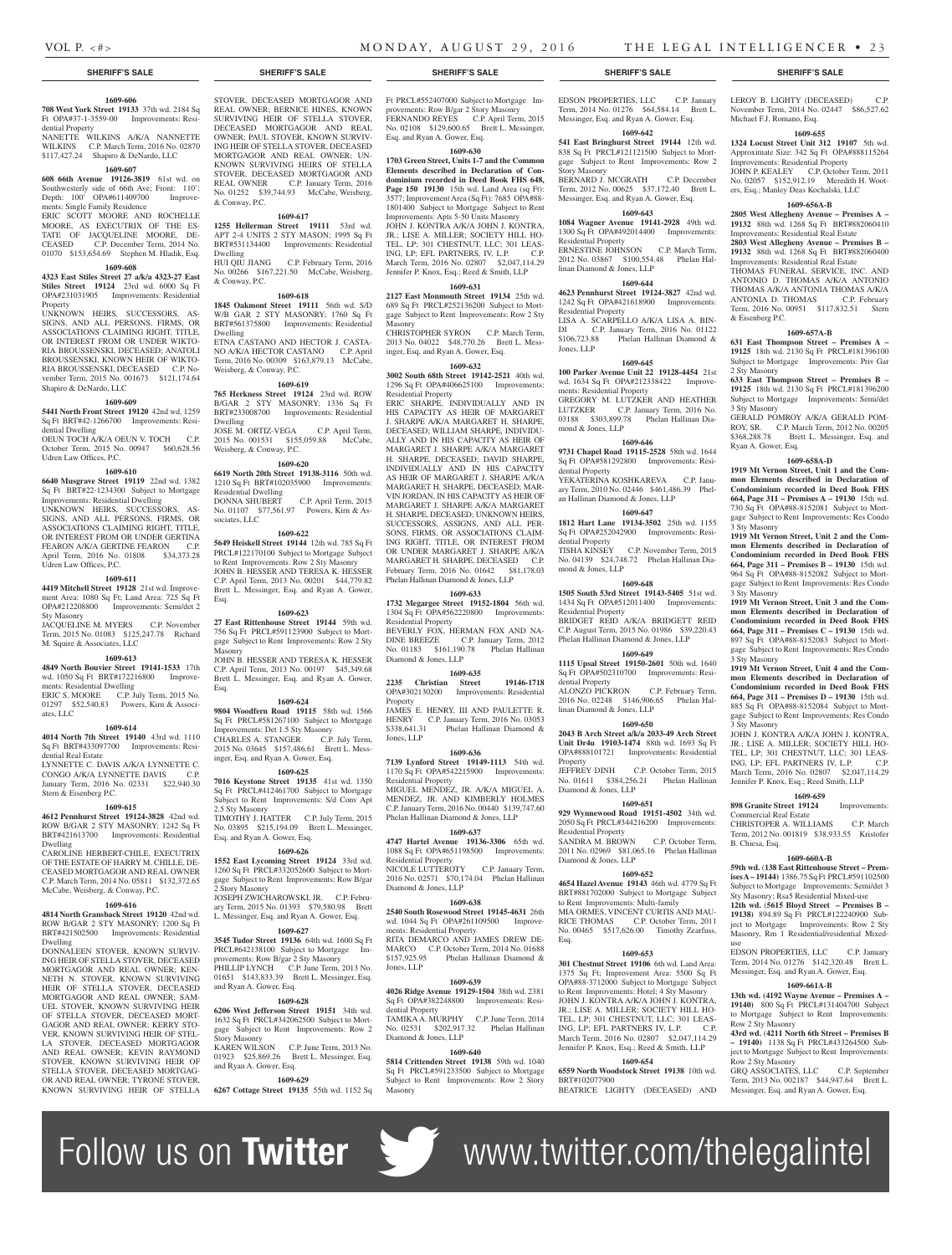## SHERIFF'S SALE

**1609-606**

**708 West York Street 19133** 37th wd. 2184 Sq Ft OPA#37-1-3559-00 Improvements: Residential Property

NANETTE WILKINS A/K/A NANNETTE WILKINS C.P. March Term, 2016 No. 02870 $117,427.24 Shapiro & DeNardo, LLC

**1609-607**

**608 66th Avenue 19126-3819** 61st wd. on Southwesterly side of 66th Ave; Front: 110'; Depth: 100' OPA#611409700 Improvements: Single Family Residence

ERIC SCOTT MOORE AND ROCHELLE MOORE, AS EXECUTRIX OF THE ESTATE OF JACQUELINE MOORE, DECEASED C.P. December Term, 2014 No. 01070 $153,654.69 Stephen M. Hladik, Esq.

**1609-608**

**4323 East Stiles Street 27 a/k/a 4323-27 East Stiles Street 19124** 23rd wd. 6000 Sq Ft OPA#231031905 Improvements: Residential Property

UNKNOWN HEIRS, SUCCESSORS, ASSIGNS, AND ALL PERSONS, FIRMS, OR ASSOCIATIONS CLAIMING RIGHT, TITLE, OR INTEREST FROM OR UNDER WIKTORIA BROUSSENSKI, DECEASED; ANATOLI BROUSSENSKI, KNOWN HEIR OF WIKTORIA BROUSSENSKI, DECEASED C.P. November Term, 2015 No. 001673 $121,174.64 Shapiro & DeNardo, LLC

**1609-609**

**5441 North Front Street 19120** 42nd wd. 1259 Sq Ft BRT#42-1266700 Improvements: Residential Dwelling

OEUN TOCH A/K/A OEUN V. TOCH C.P. October Term, 2015 No. 00947 $60,628.56 Udren Law Offices, P.C.

**1609-610**

**6640 Musgrave Street 19119** 22nd wd. 1382 Sq Ft BRT#22-1234300 Subject to Mortgage Improvements: Residential Dwelling

UNKNOWN HEIRS, SUCCESSORS, ASSIGNS, AND ALL PERSONS, FIRMS, OR ASSOCIATIONS CLAIMING RIGHT, TITLE, OR INTEREST FROM OR UNDER GERTINA FEARON A/K/A GERTINE FEARON C.P. April Term, 2016 No. 01808 $34,373.28 Udren Law Offices, P.C.

**1609-611**

**4419 Mitchell Street 19128** 21st wd. Improvement Area: 1080 Sq Ft; Land Area: 725 Sq Ft OPA#212208800 Improvements: Semi/det 2 Sty Masonry

JACQUELINE M. MYERS C.P. November Term, 2015 No. 01083 $125,247.78 Richard M. Squire & Associates, LLC

**1609-613**

**4849 North Bouvier Street 19141-1533** 17th wd. 1050 Sq Ft BRT#172216800 Improvements: Residential Dwelling

ERIC S. MOORE C.P. July Term, 2015 No. 01297 $52,540.83 Powers, Kirn & Associates, LLC

**1609-614**

**4014 North 7th Street 19140** 43rd wd. 1110 Sq Ft BRT#433097700 Improvements: Residential Real Estate

LYNNETTE C. DAVIS A/K/A LYNNETTE C. CONGO A/K/A LYNNETTE DAVIS C.P. January Term, 2016 No. 02331 $22,940.30 Stern & Eisenberg P.C.

**1609-615**

**4612 Pennhurst Street 19124-3828** 42nd wd. ROW B/GAR 2 STY MASONRY; 1242 Sq Ft BRT#421613700 Improvements: Residential Dwelling

CAROLINE HERBERT-CHILLE, EXECUTRIX OF THE ESTATE OF HARRY M. CHILLE, DECEASED MORTGAGOR AND REAL OWNER C.P. March Term, 2014 No. 05811 $132,372.65 McCabe, Weisberg, & Conway, P.C.

**1609-616**

**4814 North Gransback Street 19120** 42nd wd. ROW B/GAR 2 STY MASONRY; 1200 Sq Ft BRT#421502500 Improvements: Residential Dwelling

DONNALEEN STOVER, KNOWN SURVIVING HEIR OF STELLA STOVER, DECEASED MORTGAGOR AND REAL OWNER; KENNETH N. STOVER, KNOWN SURVIVING HEIR OF STELLA STOVER, DECEASED MORTGAGOR AND REAL OWNER; SAMUEL STOVER, KNOWN SURVIVING HEIR OF STELLA STOVER, DECEASED MORTGAGOR AND REAL OWNER; KERRY STOVER, KNOWN SURVIVING HEIR OF STELLA STOVER, DECEASED MORTGAGOR AND REAL OWNER; KEVIN RAYMOND STOVER, KNOWN SURVIVING HEIR OF STELLA STOVER, DECEASED MORTGAGOR AND REAL OWNER; TYRONE STOVER, KNOWN SURVIVING HEIR OF STELLA STOVER, DECEASED MORTGAGOR AND REAL OWNER; BERNICE HINES, KNOWN SURVIVING HEIR OF STELLA STOVER, DECEASED MORTGAGOR AND REAL OWNER; PAUL STOVER, KNOWN SURVIVING HEIR OF STELLA STOVER, DECEASED MORTGAGOR AND REAL OWNER; UNKNOWN SURVIVING HEIRS OF STELLA STOVER, DECEASED MORTGAGOR AND REAL OWNER C.P. January Term, 2016 No. 01252 $39,744.93 McCabe, Weisberg, & Conway, P.C.

**1609-617**

**1255 Hellerman Street 19111** 53rd wd. APT 2-4 UNITS 2 STY MASON; 1995 Sq Ft BRT#531134400 Improvements: Residential Dwelling

HUI QIU JIANG C.P. February Term, 2016 No. 00266 $167,221.50 McCabe, Weisberg, & Conway, P.C.

**1609-618**

**1845 Oakmont Street 19111** 56th wd. S/D W/B GAR 2 STY MASONRY; 1760 Sq Ft BRT#561375800 Improvements: Residential Dwelling

ETNA CASTANO AND HECTOR J. CASTANO A/K/A HECTOR CASTANO C.P. April Term, 2016 No. 00309 $163,879.13 McCabe, Weisberg, & Conway, P.C.

**1609-619**

**765 Herkness Street 19124** 23rd wd. ROW B/GAR 2 STY MASONRY; 1336 Sq Ft BRT#233008700 Improvements: Residential Dwelling

JOSE M. ORTIZ-VEGA C.P. April Term, 2015 No. 001531 $155,059.88 McCabe, Weisberg, & Conway, P.C.

**1609-620**

**6619 North 20th Street 19138-3116** 50th wd. 1210 Sq Ft BRT#102035900 Improvements: Residential Dwelling

DONNA SHUBERT C.P. April Term, 2015 No. 01107 $77,561.97 Powers, Kirn & Associates, LLC

**1609-622**

**5649 Heiskell Street 19144** 12th wd. 785 Sq Ft PRCL#122170100 Subject to Mortgage Subject to Rent Improvements: Row 2 Sty Masonry

JOHN B. HESSER AND TERESA K. HESSER C.P. April Term, 2013 No. 00201 $44,779.82 Brett L. Messinger, Esq. and Ryan A. Gower, Esq.

**1609-623**

**27 East Rittenhouse Street 19144** 59th wd. 756 Sq Ft PRCL#591123900 Subject to Mortgage Subject to Rent Improvements: Row 2 Sty Masonry

JOHN B. HESSER AND TERESA K. HESSER C.P. April Term, 2013 No. 00197 $45,349.68 Brett L. Messinger, Esq. and Ryan A. Gower, Esq.

**1609-624**

**9804 Woodfern Road 19115** 58th wd. 1566 Sq Ft PRCL#581267100 Subject to Mortgage Improvements: Det 1.5 Sty Masonry

CHARLES A. STANGER C.P. July Term, 2015 No. 03645 $157,486.61 Brett L. Messinger, Esq. and Ryan A. Gower, Esq.

**1609-625**

**7016 Keystone Street 19135** 41st wd. 1350 Sq Ft PRCL#412461700 Subject to Mortgage Subject to Rent Improvements: S/d Conv Apt 2.5 Sty Masonry

TIMOTHY J. HATTER C.P. July Term, 2015 No. 03895 $215,194.09 Brett L. Messinger, Esq. and Ryan A. Gower, Esq.

**1609-626**

**1552 East Lycoming Street 19124** 33rd wd. 1260 Sq Ft PRCL#332052600 Subject to Mortgage Subject to Rent Improvements: Row B/gar 2 Story Masonry

JOSEPH ZWICHAROWSKI, JR. C.P. February Term, 2015 No. 01393 $79,580.98 Brett L. Messinger, Esq. and Ryan A. Gower, Esq.

**1609-627**

**3545 Tudor Street 19136** 64th wd. 1600 Sq Ft PRCL#642138100 Subject to Mortgage Improvements: Row B/gar 2 Sty Masonry

PHILLIP LYNCH C.P. June Term, 2013 No. 01651 $143,833.39 Brett L. Messinger, Esq. and Ryan A. Gower, Esq.

**1609-628**

**6206 West Jefferson Street 19151** 34th wd. 1632 Sq Ft PRCL#342062500 Subject to Mortgage Subject to Rent Improvements: Row 2 Story Masonry

KAREN WILSON C.P. June Term, 2013 No. 01923 $25,869.26 Brett L. Messinger, Esq. and Ryan A. Gower, Esq.

**1609-629**

**6267 Cottage Street 19135** 55th wd. 1152 Sq Ft PRCL#552407000 Subject to Mortgage Improvements: Row B/gar 2 Story Masonry

FERNANDO REYES C.P. April Term, 2015 No. 02108 $129,600.65 Brett L. Messinger, Esq. and Ryan A. Gower, Esq.

**1609-630**

**1703 Green Street, Units 1-7 and the Common Elements described in Declaration of Condominium recorded in Deed Book FHS 648, Page 150 19130** 15th wd. Land Area (sq Ft): 3577; Improvement Area (Sq Ft): 7685 OPA#88-1801400 Subject to Mortgage Subject to Rent Improvements: Apts 5-50 Units Masonry

JOHN J. KONTRA A/K/A JOHN J. KONTRA, JR.; LISE A. MILLER; SOCIETY HILL HOTEL, LP; 301 CHESTNUT, LLC; 301 LEASING, LP; EFL PARTNERS IV, L.P. C.P. March Term, 2016 No. 02807 $2,047,114.29 Jennifer P. Knox, Esq.; Reed & Smith, LLP

**1609-631**

**2127 East Monmouth Street 19134** 25th wd. 689 Sq Ft PRCL#252136200 Subject to Mortgage Subject to Rent Improvements: Row 2 Sty Masonry

CHRISTOPHER SYRON C.P. March Term, 2013 No. 04022 $48,770.26 Brett L. Messinger, Esq. and Ryan A. Gower, Esq.

**1609-632**

**3002 South 68th Street 19142-2521** 40th wd. 1296 Sq Ft OPA#406625100 Improvements: Residential Property

ERIC SHARPE, INDIVIDUALLY AND IN HIS CAPACITY AS HEIR OF MARGARET J. SHARPE A/K/A MARGARET H. SHARPE, DECEASED; WILLIAM SHARPE, INDIVIDUALLY AND IN HIS CAPACITY AS HEIR OF MARGARET J. SHARPE A/K/A MARGARET H. SHARPE, DECEASED; DAVID SHARPE, INDIVIDUALLY AND IN HIS CAPACITY AS HEIR OF MARGARET J. SHARPE A/K/A MARGARET H. SHARPE, DECEASED; MARVIN JORDAN, IN HIS CAPACITY AS HEIR OF MARGARET J. SHARPE A/K/A MARGARET H. SHARPE, DECEASED; UNKNOWN HEIRS, SUCCESSORS, ASSIGNS, AND ALL PERSONS, FIRMS, OR ASSOCIATIONS CLAIMING RIGHT, TITLE, OR INTEREST FROM OR UNDER MARGARET J. SHARPE A/K/A MARGARET H. SHARPE, DECEASED C.P. February Term, 2016 No. 01642 $81,178.03 Phelan Hallinan Diamond & Jones, LLP

**1609-633**

**1732 Megargee Street 19152-1804** 56th wd. 1304 Sq Ft OPA#562220800 Improvements: Residential Property

BEVERLY FOX, HERMAN FOX AND NADINE BREEZE C.P. January Term, 2012 No. 01183 $161,190.78 Phelan Hallinan Diamond & Jones, LLP

**1609-635**

**2235 Christian Street 19146-1718** OPA#302130200 Improvements: Residential Property

JAMES E. HENRY, III AND PAULETTE R. HENRY C.P. January Term, 2016 No. 03053 $338,641.31 Phelan Hallinan Diamond & Jones, LLP

**1609-636**

**7139 Lynford Street 19149-1113** 54th wd. 1170 Sq Ft OPA#542215900 Improvements: Residential Property

MIGUEL MENDEZ, JR. A/K/A MIGUEL A. MENDEZ, JR. AND KIMBERLY HOLMES C.P. January Term, 2016 No. 00440 $139,747.60 Phelan Hallinan Diamond & Jones, LLP

**1609-637**

**4747 Hartel Avenue 19136-3306** 65th wd. 1088 Sq Ft OPA#651198500 Improvements: Residential Property

NICOLE LUTTEROTY C.P. January Term, 2016 No. 02571 $70,174.04 Phelan Hallinan Diamond & Jones, LLP

**1609-638**

**2540 South Rosewood Street 19145-4631** 26th wd. 1044 Sq Ft OPA#261109500 Improvements: Residential Property

RITA DEMARCO AND JAMES DREW DEMARCO C.P. October Term, 2014 No. 01688 $157,925.95 Phelan Hallinan Diamond & Jones, LLP

**1609-639**

**4026 Ridge Avenue 19129-1504** 38th wd. 2381 Sq Ft OPA#382248800 Improvements: Residential Property

TAMIKA A. MURPHY C.P. June Term, 2014 No. 02531 $202,917.32 Phelan Hallinan Diamond & Jones, LLP

**1609-640**

**5814 Crittenden Street 19138** 59th wd. 1040 Sq Ft PRCL#591233500 Subject to Mortgage Subject to Rent Improvements: Row 2 Story Masonry

EDSON PROPERTIES, LLC C.P. January Term, 2014 No. 01276 $64,584.14 Brett L. Messinger, Esq. and Ryan A. Gower, Esq.

**1609-642**

**541 East Bringhurst Street 19144** 12th wd. 838 Sq Ft PRCL#121121500 Subject to Mortgage Subject to Rent Improvements: Row 2 Story Masonry

BERNARD J. MCGRATH C.P. December Term, 2012 No. 00625 $37,172.40 Brett L. Messinger, Esq. and Ryan A. Gower, Esq.

**1609-643**

**1084 Wagner Avenue 19141-2928** 49th wd. 1300 Sq Ft OPA#492014400 Improvements: Residential Property

ERNESTINE JOHNSON C.P. March Term, 2012 No. 03867 $100,554.48 Phelan Hallinan Diamond & Jones, LLP

**1609-644**

**4623 Pennhurst Street 19124-3827** 42nd wd. 1242 Sq Ft OPA#421618900 Improvements: Residential Property

LISA A. SCARPELLO A/K/A LISA A. BINDI C.P. January Term, 2016 No. 01122 $106,723.88 Phelan Hallinan Diamond & Jones, LLP

**1609-645**

**100 Parker Avenue Unit 22 19128-4454** 21st wd. 1634 Sq Ft OPA#212338422 Improvements: Residential Property

GREGORY M. LUTZKER AND HEATHER LUTZKER C.P. January Term, 2016 No. 03188 $303,899.78 Phelan Hallinan Diamond & Jones, LLP

**1609-646**

**9731 Chapel Road 19115-2528** 58th wd. 1644 Sq Ft OPA#581292800 Improvements: Residential Property

YEKATERINA KOSHKAREVA C.P. January Term, 2010 No. 02446 $461,486.39 Phelan Hallinan Diamond & Jones, LLP

**1609-647**

**1812 Hart Lane 19134-3502** 25th wd. 1155 Sq Ft OPA#252042900 Improvements: Residential Property

TISHA KINSEY C.P. November Term, 2015 No. 04139 $24,748.72 Phelan Hallinan Diamond & Jones, LLP

**1609-648**

**1505 South 53rd Street 19143-5405** 51st wd. 1434 Sq Ft OPA#512011400 Improvements: Residential Property

BRIDGET REID A/K/A BRIDGETT REID C.P. August Term, 2015 No. 01986 $39,220.43 Phelan Hallinan Diamond & Jones, LLP

**1609-649**

**1115 Upsal Street 19150-2601** 50th wd. 1640 Sq Ft OPA#502310700 Improvements: Residential Property

ALONZO PICKRON C.P. February Term, 2016 No. 02248 $146,906.65 Phelan Hallinan Diamond & Jones, LLP

**1609-650**

**2043 B Arch Street a/k/a 2033-49 Arch Street Unit Dr4u 19103-1474** 88th wd. 1693 Sq Ft OPA#888101721 Improvements: Residential Property

JEFFREY DINH C.P. October Term, 2015 No. 01611 $384,256.21 Phelan Hallinan Diamond & Jones, LLP

**1609-651**

**929 Wynnewood Road 19151-4502** 34th wd. 2050 Sq Ft PRCL#344216200 Improvements: Residential Property

SANDRA M. BROWN C.P. October Term, 2011 No. 02969 $81,065.16 Phelan Hallinan Diamond & Jones, LLP

**1609-652**

**4654 Hazel Avenue 19143** 46th wd. 4779 Sq Ft BRT#881702000 Subject to Mortgage Subject to Rent Improvements: Multi-family

MIA ORMES, VINCENT CURTIS AND MAURICE THOMAS C.P. October Term, 2011 No. 00465 $517,626.00 Timothy Zearfuss, Esq.

**1609-653**

**301 Chestnut Street 19106** 6th wd. Land Area: 1375 Sq Ft; Improvement Area: 5500 Sq Ft OPA#88-3712000 Subject to Mortgage Subject to Rent Improvements: Hotel; 4 Sty Masonry

JOHN J. KONTRA A/K/A JOHN J. KONTRA, JR.; LISE A. MILLER; SOCIETY HILL HOTEL, LP; 301 CHESTNUT, LLC; 301 LEASING, LP; EFL PARTNERS IV, L.P. C.P. March Term, 2016 No. 02807 $2,047,114.29 Jennifer P. Knox, Esq.; Reed & Smith, LLP

**1609-654**

**6559 North Woodstock Street 19138** 10th wd. BRT#102077900

BEATRICE LIGHTY (DECEASED) AND LEROY B. LIGHTY (DECEASED) C.P. November Term, 2014 No. 02447 $86,527.62 Michael F.J. Romano, Esq.

**1609-655**

**1324 Locust Street Unit 312 19107** 5th wd. Approximate Size: 342 Sq Ft OPA#888115264 Improvements: Residential Property

JOHN P. KEALEY C.P. October Term, 2011 No. 02057 $152,912.19 Meredith H. Wooters, Esq.; Manley Deas Kochalski, LLC

**1609-656A-B**

**2805 West Allegheny Avenue – Premises A – 19132** 88th wd. 1268 Sq Ft BRT#882060410 Improvements: Residential Real Estate

**2803 West Allegheny Avenue – Premises B – 19132** 88th wd. 1268 Sq Ft BRT#882060400 Improvements: Residential Real Estate

THOMAS FUNERAL SERVICE, INC. AND ANTONIO D. THOMAS A/K/A ANTONIO THOMAS A/K/A ANTONIA THOMAS A/K/A ANTONIA D. THOMAS C.P. February Term, 2016 No. 00951 $117,832.51 Stern & Eisenberg P.C.

**1609-657A-B**

**631 East Thompson Street – Premises A – 19125** 18th wd. 2130 Sq Ft PRCL#181396100 Subject to Mortgage Improvements: Priv Gar 2 Sty Masonry

**633 East Thompson Street – Premises B – 19125** 18th wd. 2130 Sq Ft PRCL#181396200 Subject to Mortgage Improvements: Semi/det 3 Sty Masonry

GERALD POMROY A/K/A GERALD POMROY, SR. C.P. March Term, 2012 No. 00205 $368,288.78 Brett L. Messinger, Esq. and Ryan A. Gower, Esq.

**1609-658A-D**

**1919 Mt Vernon Street, Unit 1 and the Common Elements described in Declaration of Condominium recorded in Deed Book FHS 664, Page 311 – Premises A – 19130** 15th wd. 730 Sq Ft OPA#88-8152081 Subject to Mortgage Subject to Rent Improvements: Res Condo 3 Sty Masonry

**1919 Mt Vernon Street, Unit 2 and the Common Elements described in Declaration of Condominium recorded in Deed Book FHS 664, Page 311 – Premises B – 19130** 15th wd. 964 Sq Ft OPA#88-8152082 Subject to Mortgage Subject to Rent Improvements: Res Condo 3 Sty Masonry

**1919 Mt Vernon Street, Unit 3 and the Common Elements described in Declaration of Condominium recorded in Deed Book FHS 664, Page 311 – Premises C – 19130** 15th wd. 897 Sq Ft OPA#88-8152083 Subject to Mortgage Subject to Rent Improvements: Res Condo 3 Sty Masonry

**1919 Mt Vernon Street, Unit 4 and the Common Elements described in Declaration of Condominium recorded in Deed Book FHS 664, Page 311 – Premises D – 19130** 15th wd. 885 Sq Ft OPA#88-8152084 Subject to Mortgage Subject to Rent Improvements: Res Condo 3 Sty Masonry

JOHN J. KONTRA A/K/A JOHN J. KONTRA, JR.; LISE A. MILLER; SOCIETY HILL HOTEL, LP; 301 CHESTNUT, LLC; 301 LEASING, LP; EFL PARTNERS IV, L.P. C.P. March Term, 2016 No. 02807 $2,047,114.29 Jennifer P. Knox, Esq.; Reed & Smith, LLP

**1609-659**

**898 Granite Street 19124** Improvements: Commercial Real Estate

CHRISTOPER A. WILLIAMS C.P. March Term, 2012 No. 001819 $38,933.55 Kristofer B. Chiesa, Esq.

**1609-660A-B**

**59th wd. (138 East Rittenhouse Street – Premises A – 19144)** 1386.75 Sq Ft PRCL#591102500 Subject to Mortgage Improvements: Semi/det 3 Sty Masonry; Rsa5 Residential Mixed-use

**12th wd. (5615 Bloyd Street – Premises B – 19138)** 894.89 Sq Ft PRCL#122240900 Subject to Mortgage Improvements: Row 2 Sty Masonry, Rm 1 Residential/residential Mixed-use

EDSON PROPERTIES, LLC C.P. January Term, 2014 No. 01276 $142,320.48 Brett L. Messinger, Esq. and Ryan A. Gower, Esq.

**1609-661A-B**

**13th wd. (4192 Wayne Avenue – Premises A – 19140)** 800 Sq Ft PRCL#131404700 Subject to Mortgage Subject to Rent Improvements: Row 2 Sty Masonry

**43rd wd. (4211 North 6th Street – Premises B – 19140)** 1138 Sq Ft PRCL#433264500 Subject to Mortgage Subject to Rent Improvements: Row 2 Sty Masonry

GRQ ASSOCIATES, LLC C.P. September Term, 2013 No. 002187 $44,947.64 Brett L. Messinger, Esq. and Ryan A. Gower, Esq.

Follow us on **Twitter** www.twitter.com/thelegalintel